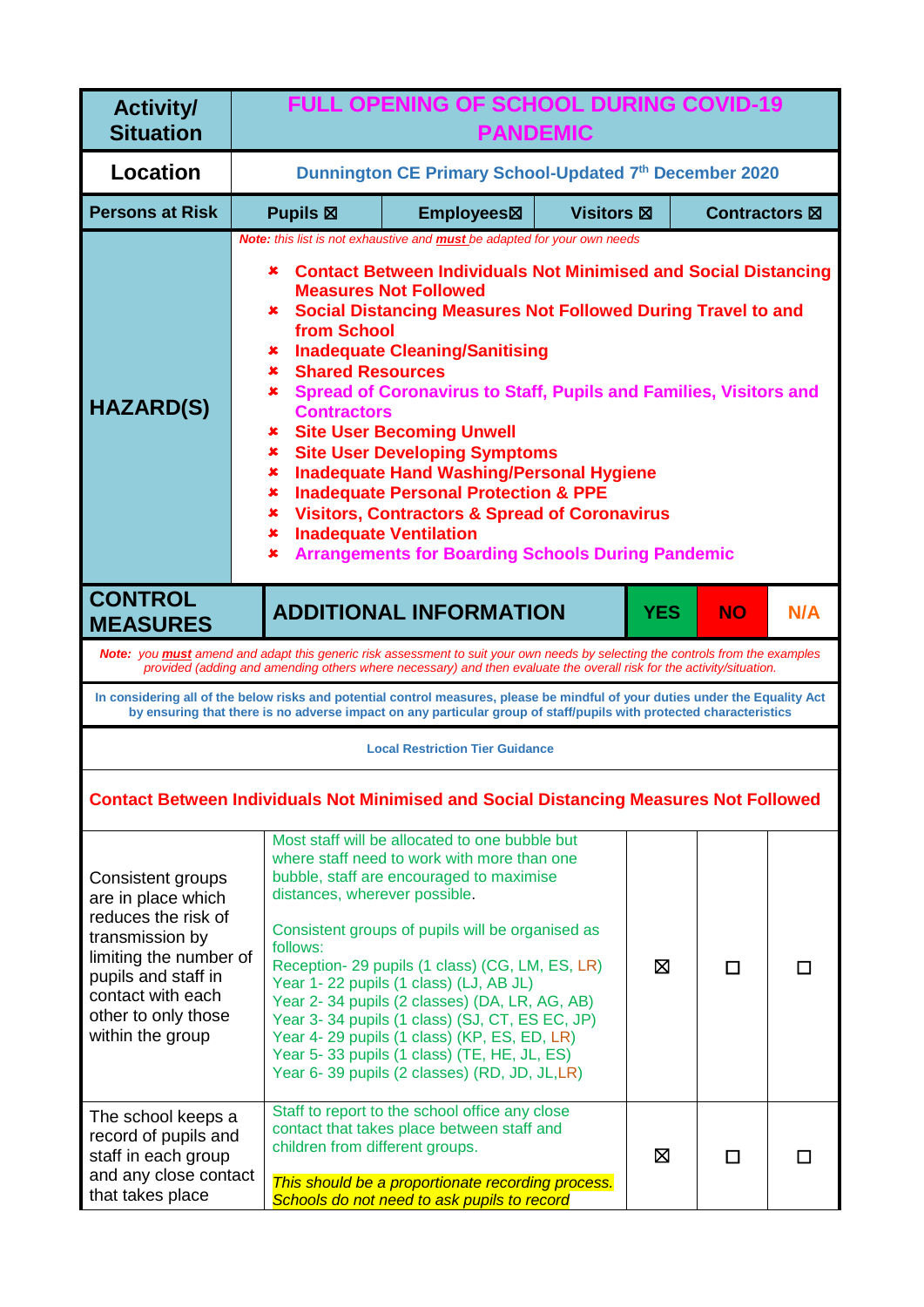| Activity/ Situation | FULL OPENING OF SCHOOL DURING COVID-19 PANDEMIC | | | |
|---|---|---|---|---|
| **Location** | **Dunnington CE Primary School-Updated 7th December 2020** | | | |
| **Persons at Risk** | **Pupils ☒** | **Employees☒** | **Visitors ☒** | **Contractors ☒** |

**HAZARD(S)**

*Note: this list is not exhaustive and* ***must*** *be adapted for your own needs*

- **Contact Between Individuals Not Minimised and Social Distancing Measures Not Followed**
- **Social Distancing Measures Not Followed During Travel to and from School**
- **Inadequate Cleaning/Sanitising**
- **Shared Resources**
- **Spread of Coronavirus to Staff, Pupils and Families, Visitors and Contractors**
- **Site User Becoming Unwell**
- **Site User Developing Symptoms**
- **Inadequate Hand Washing/Personal Hygiene**
- **Inadequate Personal Protection & PPE**
- **Visitors, Contractors & Spread of Coronavirus**
- **Inadequate Ventilation**
- **Arrangements for Boarding Schools During Pandemic**

*Note: you* ***must*** *amend and adapt this generic risk assessment to suit your own needs by selecting the controls from the examples provided (adding and amending others where necessary) and then evaluate the overall risk for the activity/situation.*

**In considering all of the below risks and potential control measures, please be mindful of your duties under the Equality Act by ensuring that there is no adverse impact on any particular group of staff/pupils with protected characteristics**

**Local Restriction Tier Guidance**

## Contact Between Individuals Not Minimised and Social Distancing Measures Not Followed

| CONTROL MEASURES | ADDITIONAL INFORMATION | YES | NO | N/A |
|---|---|---|---|---|
| Consistent groups are in place which reduces the risk of transmission by limiting the number of pupils and staff in contact with each other to only those within the group | Most staff will be allocated to one bubble but where staff need to work with more than one bubble, staff are encouraged to maximise distances, wherever possible.<br><br>Consistent groups of pupils will be organised as follows:<br>Reception- 29 pupils (1 class) (CG, LM, ES, LR)<br>Year 1- 22 pupils (1 class) (LJ, AB JL)<br>Year 2- 34 pupils (2 classes) (DA, LR, AG, AB)<br>Year 3- 34 pupils (1 class) (SJ, CT, ES EC, JP)<br>Year 4- 29 pupils (1 class) (KP, ES, ED, LR)<br>Year 5- 33 pupils (1 class) (TE, HE, JL, ES)<br>Year 6- 39 pupils (2 classes) (RD, JD, JL,LR) | ☒ | ☐ | ☐ |
| The school keeps a record of pupils and staff in each group and any close contact that takes place | Staff to report to the school office any close contact that takes place between staff and children from different groups.<br><br>*This should be a proportionate recording process. Schools do not need to ask pupils to record* | ☒ | ☐ | ☐ |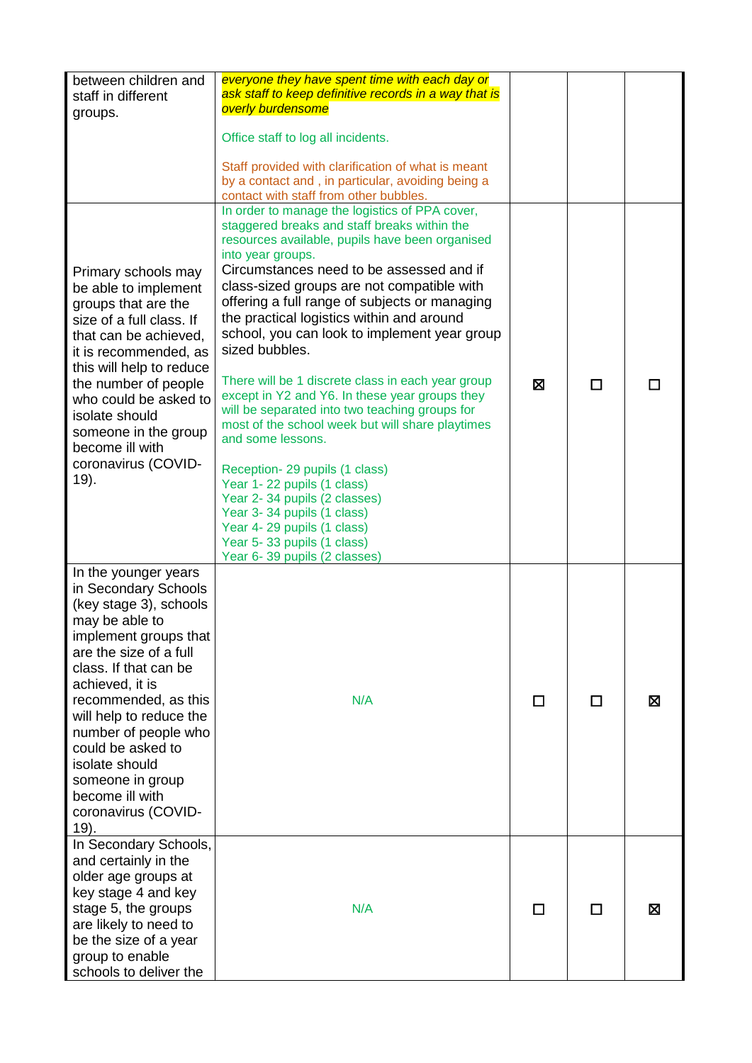| | | | | |
|---|---|---|---|---|
| between children and staff in different groups. | *everyone they have spent time with each day or ask staff to keep definitive records in a way that is overly burdensome*<br><br>Office staff to log all incidents.<br><br>Staff provided with clarification of what is meant by a contact and , in particular, avoiding being a contact with staff from other bubbles. | | | |
| Primary schools may be able to implement groups that are the size of a full class. If that can be achieved, it is recommended, as this will help to reduce the number of people who could be asked to isolate should someone in the group become ill with coronavirus (COVID-19). | In order to manage the logistics of PPA cover, staggered breaks and staff breaks within the resources available, pupils have been organised into year groups.<br>Circumstances need to be assessed and if class-sized groups are not compatible with offering a full range of subjects or managing the practical logistics within and around school, you can look to implement year group sized bubbles.<br><br>There will be 1 discrete class in each year group except in Y2 and Y6. In these year groups they will be separated into two teaching groups for most of the school week but will share playtimes and some lessons.<br><br>Reception- 29 pupils (1 class)<br>Year 1- 22 pupils (1 class)<br>Year 2- 34 pupils (2 classes)<br>Year 3- 34 pupils (1 class)<br>Year 4- 29 pupils (1 class)<br>Year 5- 33 pupils (1 class)<br>Year 6- 39 pupils (2 classes) | ☒ | ☐ | ☐ |
| In the younger years in Secondary Schools (key stage 3), schools may be able to implement groups that are the size of a full class. If that can be achieved, it is recommended, as this will help to reduce the number of people who could be asked to isolate should someone in group become ill with coronavirus (COVID-19). | N/A | ☐ | ☐ | ☒ |
| In Secondary Schools, and certainly in the older age groups at key stage 4 and key stage 5, the groups are likely to need to be the size of a year group to enable schools to deliver the | N/A | ☐ | ☐ | ☒ |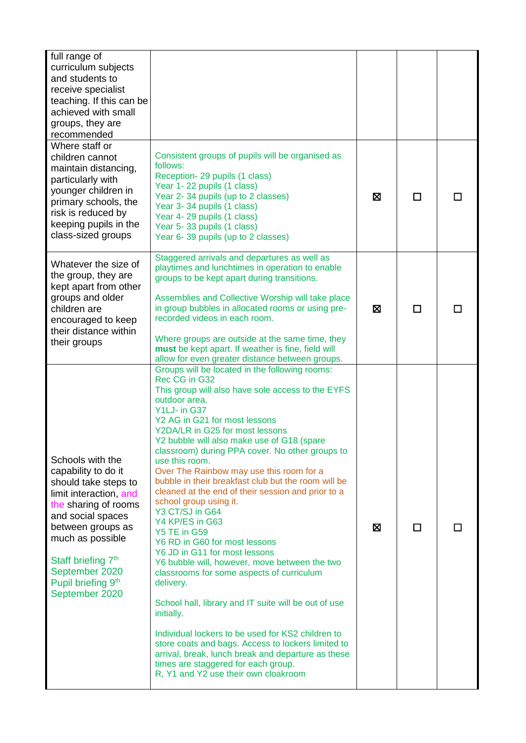| | | | | |
|---|---|---|---|---|
| full range of curriculum subjects and students to receive specialist teaching. If this can be achieved with small groups, they are recommended | | | | |
| Where staff or children cannot maintain distancing, particularly with younger children in primary schools, the risk is reduced by keeping pupils in the class-sized groups | Consistent groups of pupils will be organised as follows:<br>Reception- 29 pupils (1 class)<br>Year 1- 22 pupils (1 class)<br>Year 2- 34 pupils (up to 2 classes)<br>Year 3- 34 pupils (1 class)<br>Year 4- 29 pupils (1 class)<br>Year 5- 33 pupils (1 class)<br>Year 6- 39 pupils (up to 2 classes) | ☒ | ☐ | ☐ |
| Whatever the size of the group, they are kept apart from other groups and older children are encouraged to keep their distance within their groups | Staggered arrivals and departures as well as playtimes and lunchtimes in operation to enable groups to be kept apart during transitions.<br><br>Assemblies and Collective Worship will take place in group bubbles in allocated rooms or using pre-recorded videos in each room.<br><br>Where groups are outside at the same time, they **must** be kept apart. If weather is fine, field will allow for even greater distance between groups. | ☒ | ☐ | ☐ |
| Schools with the capability to do it should take steps to limit interaction, and the sharing of rooms and social spaces between groups as much as possible<br><br>Staff briefing 7th September 2020<br>Pupil briefing 9th September 2020 | Groups will be located in the following rooms:<br>Rec CG in G32<br>This group will also have sole access to the EYFS outdoor area.<br>Y1LJ- in G37<br>Y2 AG in G21 for most lessons<br>Y2DA/LR in G25 for most lessons<br>Y2 bubble will also make use of G18 (spare classroom) during PPA cover. No other groups to use this room.<br>Over The Rainbow may use this room for a bubble in their breakfast club but the room will be cleaned at the end of their session and prior to a school group using it.<br>Y3 CT/SJ in G64<br>Y4 KP/ES in G63<br>Y5 TE in G59<br>Y6 RD in G60 for most lessons<br>Y6 JD in G11 for most lessons<br>Y6 bubble will, however, move between the two classrooms for some aspects of curriculum delivery.<br><br>School hall, library and IT suite will be out of use initially.<br><br>Individual lockers to be used for KS2 children to store coats and bags. Access to lockers limited to arrival, break, lunch break and departure as these times are staggered for each group.<br>R, Y1 and Y2 use their own cloakroom | ☒ | ☐ | ☐ |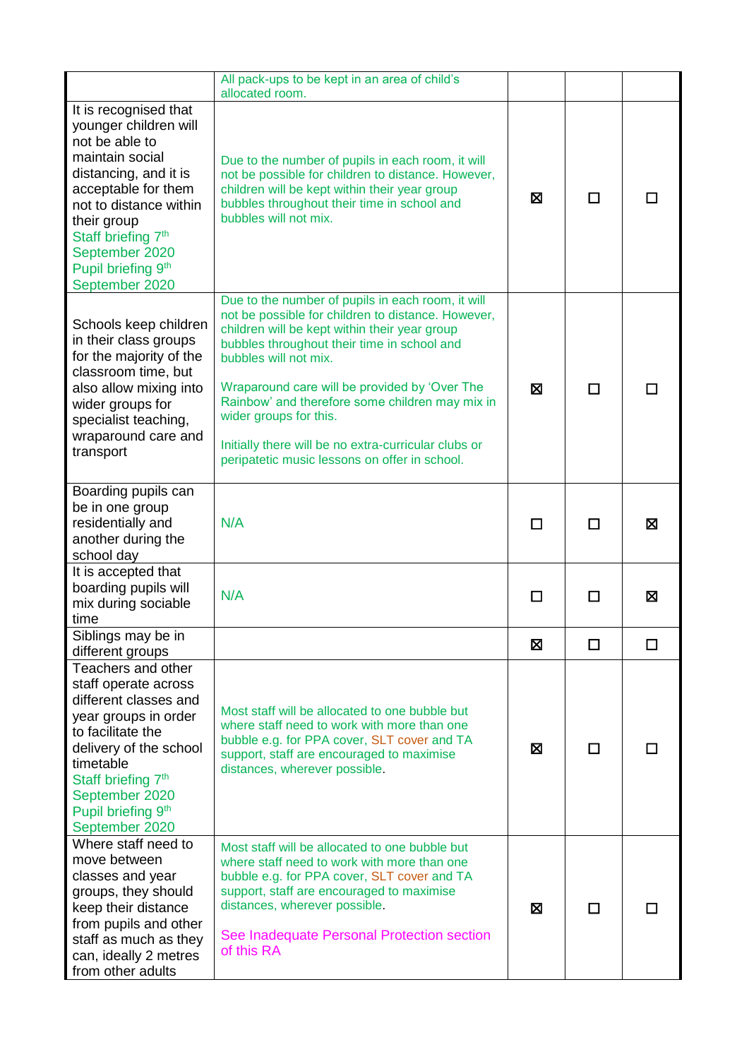| | | | | |
|---|---|---|---|---|
| | All pack-ups to be kept in an area of child's allocated room. | | | |
| It is recognised that younger children will not be able to maintain social distancing, and it is acceptable for them not to distance within their group Staff briefing 7th September 2020 Pupil briefing 9th September 2020 | Due to the number of pupils in each room, it will not be possible for children to distance. However, children will be kept within their year group bubbles throughout their time in school and bubbles will not mix. | ☒ | ☐ | ☐ |
| Schools keep children in their class groups for the majority of the classroom time, but also allow mixing into wider groups for specialist teaching, wraparound care and transport | Due to the number of pupils in each room, it will not be possible for children to distance. However, children will be kept within their year group bubbles throughout their time in school and bubbles will not mix. <br><br> Wraparound care will be provided by 'Over The Rainbow' and therefore some children may mix in wider groups for this. <br><br> Initially there will be no extra-curricular clubs or peripatetic music lessons on offer in school. | ☒ | ☐ | ☐ |
| Boarding pupils can be in one group residentially and another during the school day | N/A | ☐ | ☐ | ☒ |
| It is accepted that boarding pupils will mix during sociable time | N/A | ☐ | ☐ | ☒ |
| Siblings may be in different groups | | ☒ | ☐ | ☐ |
| Teachers and other staff operate across different classes and year groups in order to facilitate the delivery of the school timetable Staff briefing 7th September 2020 Pupil briefing 9th September 2020 | Most staff will be allocated to one bubble but where staff need to work with more than one bubble e.g. for PPA cover, SLT cover and TA support, staff are encouraged to maximise distances, wherever possible. | ☒ | ☐ | ☐ |
| Where staff need to move between classes and year groups, they should keep their distance from pupils and other staff as much as they can, ideally 2 metres from other adults | Most staff will be allocated to one bubble but where staff need to work with more than one bubble e.g. for PPA cover, SLT cover and TA support, staff are encouraged to maximise distances, wherever possible. <br><br> See Inadequate Personal Protection section of this RA | ☒ | ☐ | ☐ |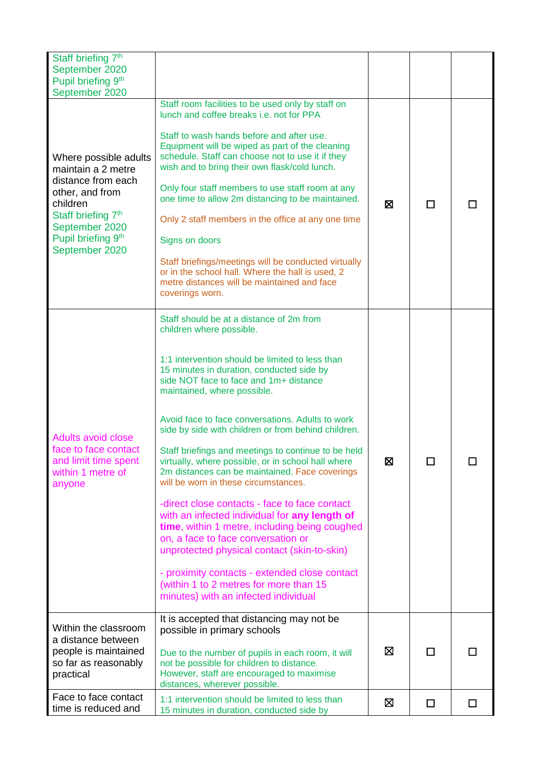| | | | | |
|---|---|---|---|---|
| Staff briefing 7th September 2020<br>Pupil briefing 9th September 2020 | | | | |
| Where possible adults maintain a 2 metre distance from each other, and from children<br>Staff briefing 7th September 2020<br>Pupil briefing 9th September 2020 | Staff room facilities to be used only by staff on lunch and coffee breaks i.e. not for PPA<br><br>Staff to wash hands before and after use. Equipment will be wiped as part of the cleaning schedule. Staff can choose not to use it if they wish and to bring their own flask/cold lunch.<br><br>Only four staff members to use staff room at any one time to allow 2m distancing to be maintained.<br><br>Only 2 staff members in the office at any one time<br><br>Signs on doors<br><br>Staff briefings/meetings will be conducted virtually or in the school hall. Where the hall is used, 2 metre distances will be maintained and face coverings worn. | ☒ | ☐ | ☐ |
| Adults avoid close face to face contact and limit time spent within 1 metre of anyone | Staff should be at a distance of 2m from children where possible.<br><br>1:1 intervention should be limited to less than 15 minutes in duration, conducted side by side NOT face to face and 1m+ distance maintained, where possible.<br><br>Avoid face to face conversations. Adults to work side by side with children or from behind children.<br><br>Staff briefings and meetings to continue to be held virtually, where possible, or in school hall where 2m distances can be maintained. Face coverings will be worn in these circumstances.<br><br>-direct close contacts - face to face contact with an infected individual for **any length of time**, within 1 metre, including being coughed on, a face to face conversation or unprotected physical contact (skin-to-skin)<br><br>- proximity contacts - extended close contact (within 1 to 2 metres for more than 15 minutes) with an infected individual | ☒ | ☐ | ☐ |
| Within the classroom a distance between people is maintained so far as reasonably practical | It is accepted that distancing may not be possible in primary schools<br><br>Due to the number of pupils in each room, it will not be possible for children to distance. However, staff are encouraged to maximise distances, wherever possible. | ☒ | ☐ | ☐ |
| Face to face contact time is reduced and | 1:1 intervention should be limited to less than 15 minutes in duration, conducted side by | ☒ | ☐ | ☐ |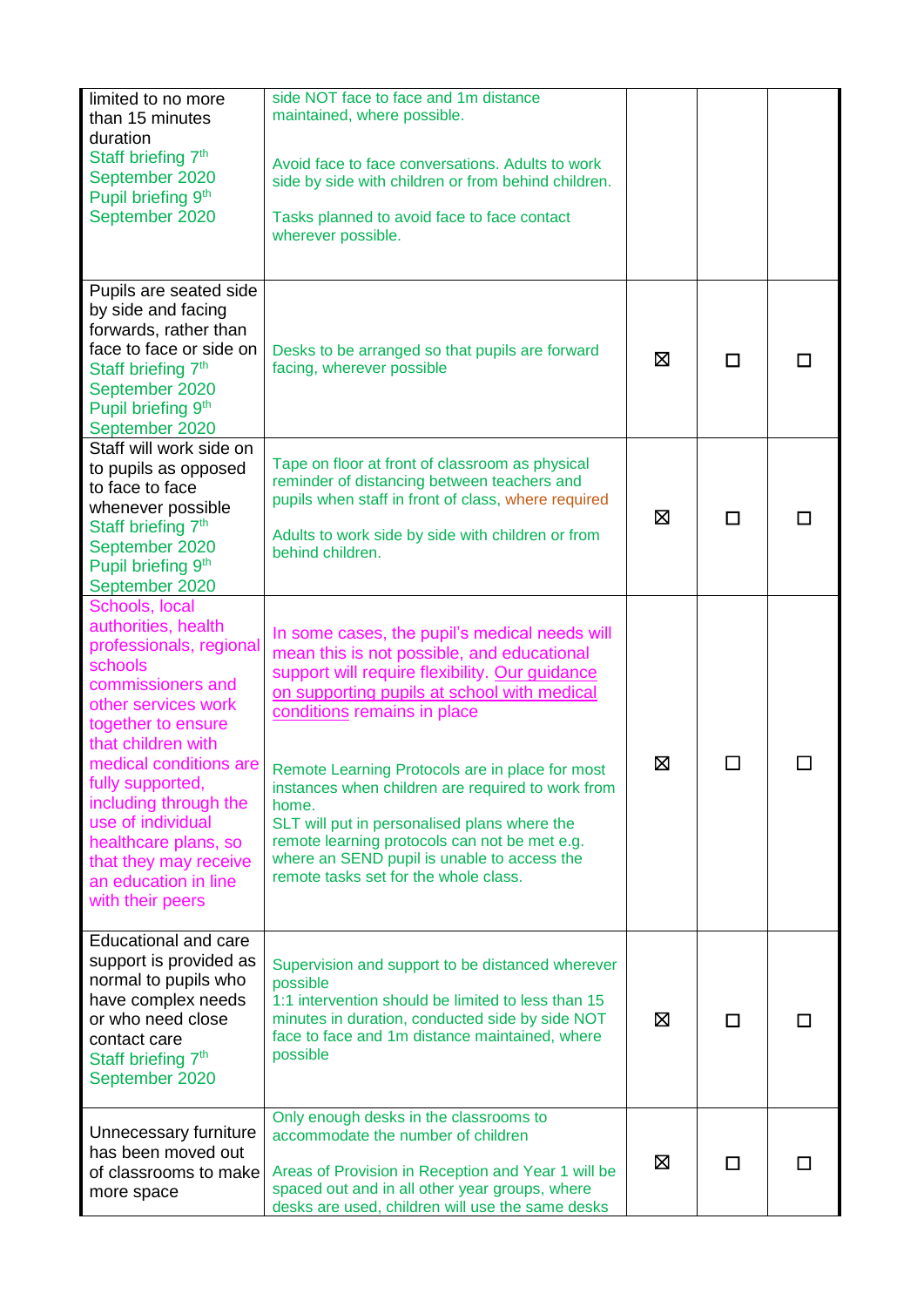| | | | | |
|---|---|---|---|---|
| limited to no more than 15 minutes duration Staff briefing 7th September 2020 Pupil briefing 9th September 2020 | side NOT face to face and 1m distance maintained, where possible.<br><br>Avoid face to face conversations. Adults to work side by side with children or from behind children.<br><br>Tasks planned to avoid face to face contact wherever possible. | | | |
| Pupils are seated side by side and facing forwards, rather than face to face or side on Staff briefing 7th September 2020 Pupil briefing 9th September 2020 | Desks to be arranged so that pupils are forward facing, wherever possible | ☒ | ☐ | ☐ |
| Staff will work side on to pupils as opposed to face to face whenever possible Staff briefing 7th September 2020 Pupil briefing 9th September 2020 | Tape on floor at front of classroom as physical reminder of distancing between teachers and pupils when staff in front of class, where required<br><br>Adults to work side by side with children or from behind children. | ☒ | ☐ | ☐ |
| Schools, local authorities, health professionals, regional schools commissioners and other services work together to ensure that children with medical conditions are fully supported, including through the use of individual healthcare plans, so that they may receive an education in line with their peers | In some cases, the pupil's medical needs will mean this is not possible, and educational support will require flexibility. Our guidance on supporting pupils at school with medical conditions remains in place<br><br>Remote Learning Protocols are in place for most instances when children are required to work from home.<br>SLT will put in personalised plans where the remote learning protocols can not be met e.g. where an SEND pupil is unable to access the remote tasks set for the whole class. | ☒ | ☐ | ☐ |
| Educational and care support is provided as normal to pupils who have complex needs or who need close contact care Staff briefing 7th September 2020 | Supervision and support to be distanced wherever possible<br>1:1 intervention should be limited to less than 15 minutes in duration, conducted side by side NOT face to face and 1m distance maintained, where possible | ☒ | ☐ | ☐ |
| Unnecessary furniture has been moved out of classrooms to make more space | Only enough desks in the classrooms to accommodate the number of children<br><br>Areas of Provision in Reception and Year 1 will be spaced out and in all other year groups, where desks are used, children will use the same desks | ☒ | ☐ | ☐ |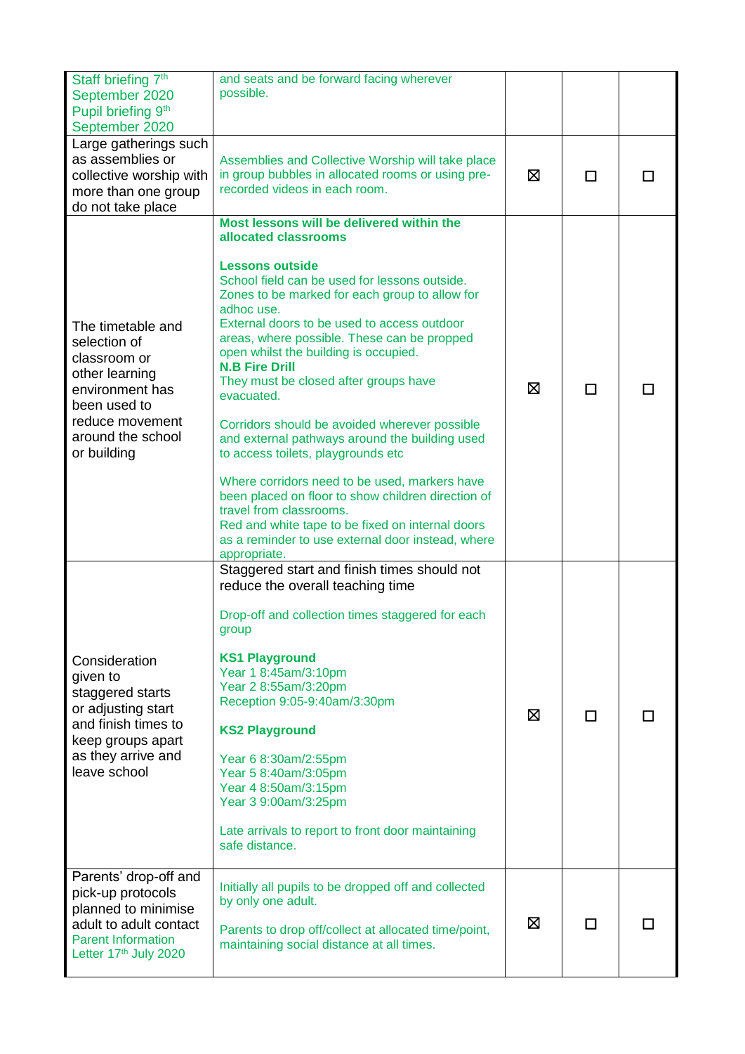| | | | | |
|---|---|---|---|---|
| Staff briefing 7th September 2020<br>Pupil briefing 9th September 2020 | and seats and be forward facing wherever possible. | | | |
| Large gatherings such as assemblies or collective worship with more than one group do not take place | Assemblies and Collective Worship will take place in group bubbles in allocated rooms or using pre-recorded videos in each room. | ☒ | ☐ | ☐ |
| The timetable and selection of classroom or other learning environment has been used to reduce movement around the school or building | **Most lessons will be delivered within the allocated classrooms**<br><br>**Lessons outside**<br>School field can be used for lessons outside. Zones to be marked for each group to allow for adhoc use.<br>External doors to be used to access outdoor areas, where possible. These can be propped open whilst the building is occupied.<br>**N.B Fire Drill**<br>They must be closed after groups have evacuated.<br><br>Corridors should be avoided wherever possible and external pathways around the building used to access toilets, playgrounds etc<br><br>Where corridors need to be used, markers have been placed on floor to show children direction of travel from classrooms.<br>Red and white tape to be fixed on internal doors as a reminder to use external door instead, where appropriate. | ☒ | ☐ | ☐ |
| Consideration given to staggered starts or adjusting start and finish times to keep groups apart as they arrive and leave school | Staggered start and finish times should not reduce the overall teaching time<br><br>Drop-off and collection times staggered for each group<br><br>**KS1 Playground**<br>Year 1 8:45am/3:10pm<br>Year 2 8:55am/3:20pm<br>Reception 9:05-9:40am/3:30pm<br><br>**KS2 Playground**<br><br>Year 6 8:30am/2:55pm<br>Year 5 8:40am/3:05pm<br>Year 4 8:50am/3:15pm<br>Year 3 9:00am/3:25pm<br><br>Late arrivals to report to front door maintaining safe distance. | ☒ | ☐ | ☐ |
| Parents' drop-off and pick-up protocols planned to minimise adult to adult contact<br>Parent Information Letter 17th July 2020 | Initially all pupils to be dropped off and collected by only one adult.<br><br>Parents to drop off/collect at allocated time/point, maintaining social distance at all times. | ☒ | ☐ | ☐ |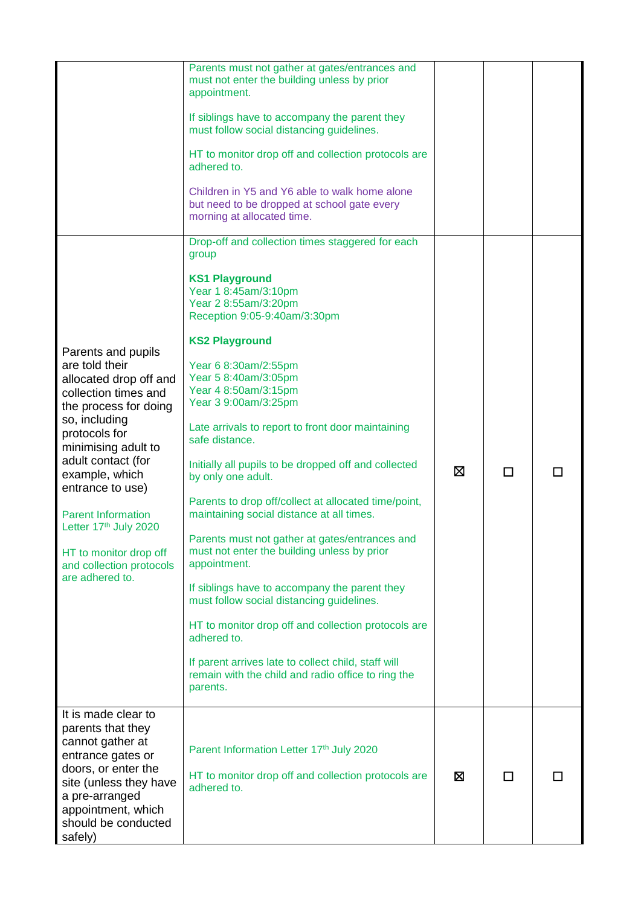| | | | | |
|---|---|---|---|---|
| | Parents must not gather at gates/entrances and must not enter the building unless by prior appointment.<br><br>If siblings have to accompany the parent they must follow social distancing guidelines.<br><br>HT to monitor drop off and collection protocols are adhered to.<br><br>Children in Y5 and Y6 able to walk home alone but need to be dropped at school gate every morning at allocated time. | | | |
| Parents and pupils are told their allocated drop off and collection times and the process for doing so, including protocols for minimising adult to adult contact (for example, which entrance to use)<br><br>Parent Information Letter 17th July 2020<br><br>HT to monitor drop off and collection protocols are adhered to. | Drop-off and collection times staggered for each group<br><br>**KS1 Playground**<br>Year 1 8:45am/3:10pm<br>Year 2 8:55am/3:20pm<br>Reception 9:05-9:40am/3:30pm<br><br>**KS2 Playground**<br><br>Year 6 8:30am/2:55pm<br>Year 5 8:40am/3:05pm<br>Year 4 8:50am/3:15pm<br>Year 3 9:00am/3:25pm<br><br>Late arrivals to report to front door maintaining safe distance.<br><br>Initially all pupils to be dropped off and collected by only one adult.<br><br>Parents to drop off/collect at allocated time/point, maintaining social distance at all times.<br><br>Parents must not gather at gates/entrances and must not enter the building unless by prior appointment.<br><br>If siblings have to accompany the parent they must follow social distancing guidelines.<br><br>HT to monitor drop off and collection protocols are adhered to.<br><br>If parent arrives late to collect child, staff will remain with the child and radio office to ring the parents. | ☒ | ☐ | ☐ |
| It is made clear to parents that they cannot gather at entrance gates or doors, or enter the site (unless they have a pre-arranged appointment, which should be conducted safely) | Parent Information Letter 17th July 2020<br><br>HT to monitor drop off and collection protocols are adhered to. | ☒ | ☐ | ☐ |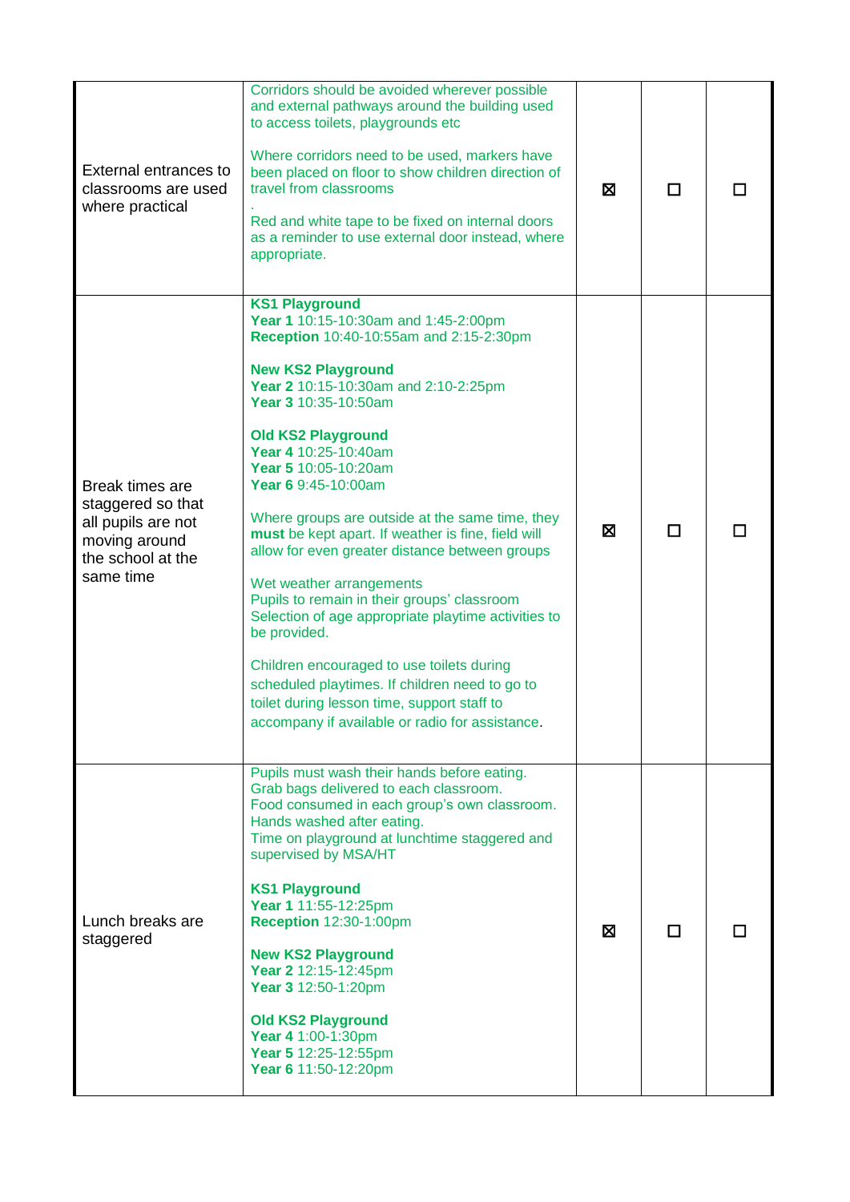| | | | | |
|---|---|---|---|---|
| External entrances to classrooms are used where practical | Corridors should be avoided wherever possible and external pathways around the building used to access toilets, playgrounds etc<br><br>Where corridors need to be used, markers have been placed on floor to show children direction of travel from classrooms<br><br>.<br>Red and white tape to be fixed on internal doors as a reminder to use external door instead, where appropriate. | ☒ | ☐ | ☐ |
| Break times are staggered so that all pupils are not moving around the school at the same time | **KS1 Playground**<br>**Year 1** 10:15-10:30am and 1:45-2:00pm<br>**Reception** 10:40-10:55am and 2:15-2:30pm<br><br>**New KS2 Playground**<br>**Year 2** 10:15-10:30am and 2:10-2:25pm<br>**Year 3** 10:35-10:50am<br><br>**Old KS2 Playground**<br>**Year 4** 10:25-10:40am<br>**Year 5** 10:05-10:20am<br>**Year 6** 9:45-10:00am<br><br>Where groups are outside at the same time, they **must** be kept apart. If weather is fine, field will allow for even greater distance between groups<br><br>Wet weather arrangements<br>Pupils to remain in their groups' classroom<br>Selection of age appropriate playtime activities to be provided.<br><br>Children encouraged to use toilets during scheduled playtimes. If children need to go to toilet during lesson time, support staff to accompany if available or radio for assistance. | ☒ | ☐ | ☐ |
| Lunch breaks are staggered | Pupils must wash their hands before eating.<br>Grab bags delivered to each classroom.<br>Food consumed in each group's own classroom.<br>Hands washed after eating.<br>Time on playground at lunchtime staggered and supervised by MSA/HT<br><br>**KS1 Playground**<br>**Year 1** 11:55-12:25pm<br>**Reception** 12:30-1:00pm<br><br>**New KS2 Playground**<br>**Year 2** 12:15-12:45pm<br>**Year 3** 12:50-1:20pm<br><br>**Old KS2 Playground**<br>**Year 4** 1:00-1:30pm<br>**Year 5** 12:25-12:55pm<br>**Year 6** 11:50-12:20pm | ☒ | ☐ | ☐ |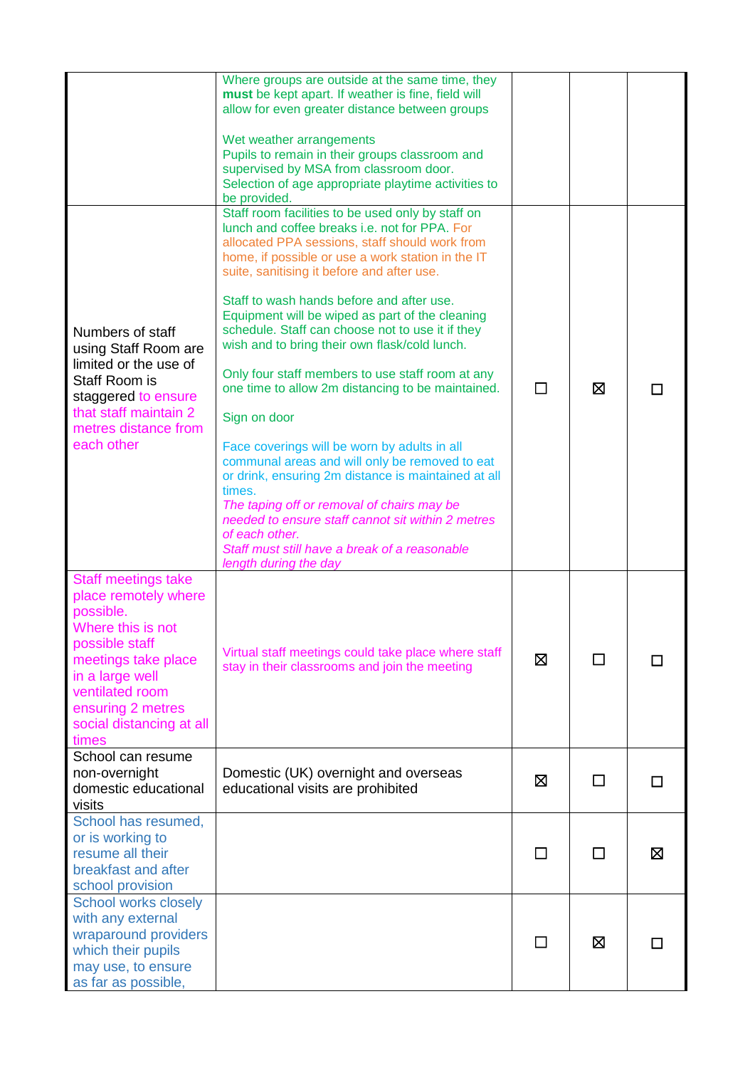| | | | | |
|---|---|---|---|---|
| | Where groups are outside at the same time, they **must** be kept apart. If weather is fine, field will allow for even greater distance between groups<br><br>Wet weather arrangements<br>Pupils to remain in their groups classroom and supervised by MSA from classroom door.<br>Selection of age appropriate playtime activities to be provided. | | | |
| Numbers of staff using Staff Room are limited or the use of Staff Room is staggered to ensure that staff maintain 2 metres distance from each other | Staff room facilities to be used only by staff on lunch and coffee breaks i.e. not for PPA. For allocated PPA sessions, staff should work from home, if possible or use a work station in the IT suite, sanitising it before and after use.<br><br>Staff to wash hands before and after use.<br>Equipment will be wiped as part of the cleaning schedule. Staff can choose not to use it if they wish and to bring their own flask/cold lunch.<br><br>Only four staff members to use staff room at any one time to allow 2m distancing to be maintained.<br><br>Sign on door<br><br>Face coverings will be worn by adults in all communal areas and will only be removed to eat or drink, ensuring 2m distance is maintained at all times.<br>*The taping off or removal of chairs may be needed to ensure staff cannot sit within 2 metres of each other.*<br>*Staff must still have a break of a reasonable length during the day* | ☐ | ☒ | ☐ |
| Staff meetings take place remotely where possible.<br>Where this is not possible staff meetings take place in a large well ventilated room ensuring 2 metres social distancing at all times | Virtual staff meetings could take place where staff stay in their classrooms and join the meeting | ☒ | ☐ | ☐ |
| School can resume non-overnight domestic educational visits | Domestic (UK) overnight and overseas educational visits are prohibited | ☒ | ☐ | ☐ |
| School has resumed, or is working to resume all their breakfast and after school provision | | ☐ | ☐ | ☒ |
| School works closely with any external wraparound providers which their pupils may use, to ensure as far as possible, | | ☐ | ☒ | ☐ |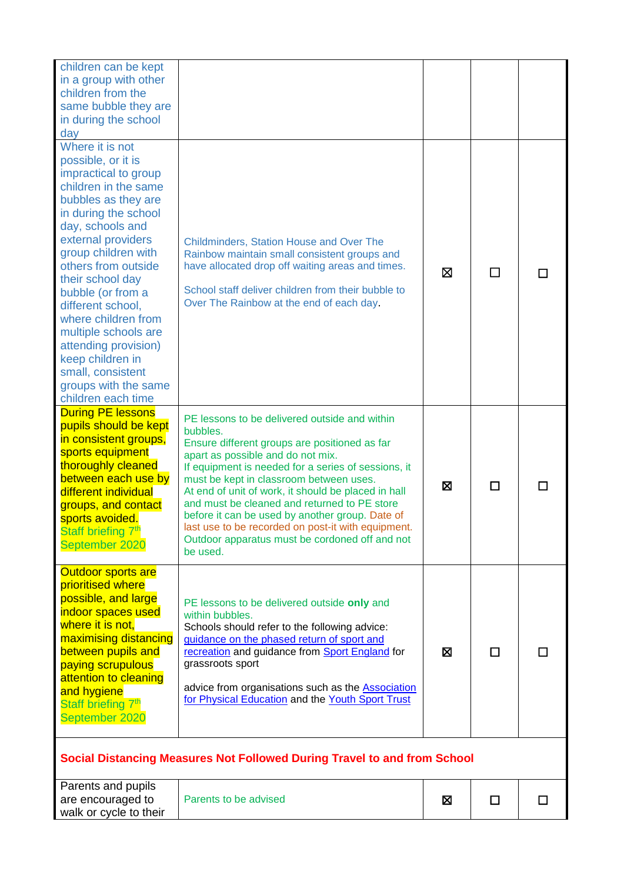| | | | | |
|---|---|---|---|---|
| children can be kept in a group with other children from the same bubble they are in during the school day | | | | |
| Where it is not possible, or it is impractical to group children in the same bubbles as they are in during the school day, schools and external providers group children with others from outside their school day bubble (or from a different school, where children from multiple schools are attending provision) keep children in small, consistent groups with the same children each time | Childminders, Station House and Over The Rainbow maintain small consistent groups and have allocated drop off waiting areas and times.<br><br>School staff deliver children from their bubble to Over The Rainbow at the end of each day. | ☒ | ☐ | ☐ |
| During PE lessons pupils should be kept in consistent groups, sports equipment thoroughly cleaned between each use by different individual groups, and contact sports avoided. Staff briefing 7th September 2020 | PE lessons to be delivered outside and within bubbles.<br>Ensure different groups are positioned as far apart as possible and do not mix.<br>If equipment is needed for a series of sessions, it must be kept in classroom between uses.<br>At end of unit of work, it should be placed in hall and must be cleaned and returned to PE store before it can be used by another group. Date of last use to be recorded on post-it with equipment.<br>Outdoor apparatus must be cordoned off and not be used. | ☒ | ☐ | ☐ |
| Outdoor sports are prioritised where possible, and large indoor spaces used where it is not, maximising distancing between pupils and paying scrupulous attention to cleaning and hygiene Staff briefing 7th September 2020 | PE lessons to be delivered outside **only** and within bubbles.<br>Schools should refer to the following advice: guidance on the phased return of sport and recreation and guidance from Sport England for grassroots sport<br><br>advice from organisations such as the Association for Physical Education and the Youth Sport Trust | ☒ | ☐ | ☐ |
| **Social Distancing Measures Not Followed During Travel to and from School** | | | | |
| Parents and pupils are encouraged to walk or cycle to their | Parents to be advised | ☒ | ☐ | ☐ |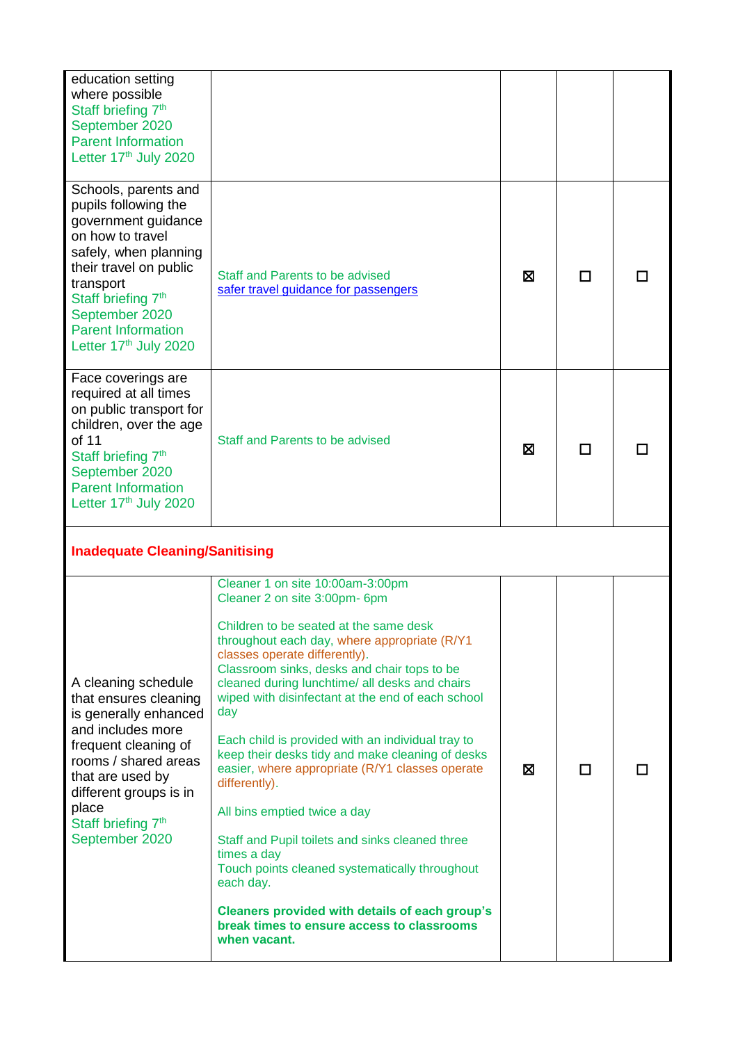| | | | | |
|---|---|---|---|---|
| education setting where possible<br>Staff briefing 7th September 2020<br>Parent Information Letter 17th July 2020 | | | | |
| Schools, parents and pupils following the government guidance on how to travel safely, when planning their travel on public transport<br>Staff briefing 7th September 2020<br>Parent Information Letter 17th July 2020 | Staff and Parents to be advised<br>safer travel guidance for passengers | ☒ | ☐ | ☐ |
| Face coverings are required at all times on public transport for children, over the age of 11<br>Staff briefing 7th September 2020<br>Parent Information Letter 17th July 2020 | Staff and Parents to be advised | ☒ | ☐ | ☐ |
| **Inadequate Cleaning/Sanitising** | | | | |
| A cleaning schedule that ensures cleaning is generally enhanced and includes more frequent cleaning of rooms / shared areas that are used by different groups is in place<br>Staff briefing 7th September 2020 | Cleaner 1 on site 10:00am-3:00pm<br>Cleaner 2 on site 3:00pm- 6pm<br><br>Children to be seated at the same desk throughout each day, where appropriate (R/Y1 classes operate differently).<br>Classroom sinks, desks and chair tops to be cleaned during lunchtime/ all desks and chairs wiped with disinfectant at the end of each school day<br><br>Each child is provided with an individual tray to keep their desks tidy and make cleaning of desks easier, where appropriate (R/Y1 classes operate differently).<br><br>All bins emptied twice a day<br><br>Staff and Pupil toilets and sinks cleaned three times a day<br>Touch points cleaned systematically throughout each day.<br><br>**Cleaners provided with details of each group's break times to ensure access to classrooms when vacant.** | ☒ | ☐ | ☐ |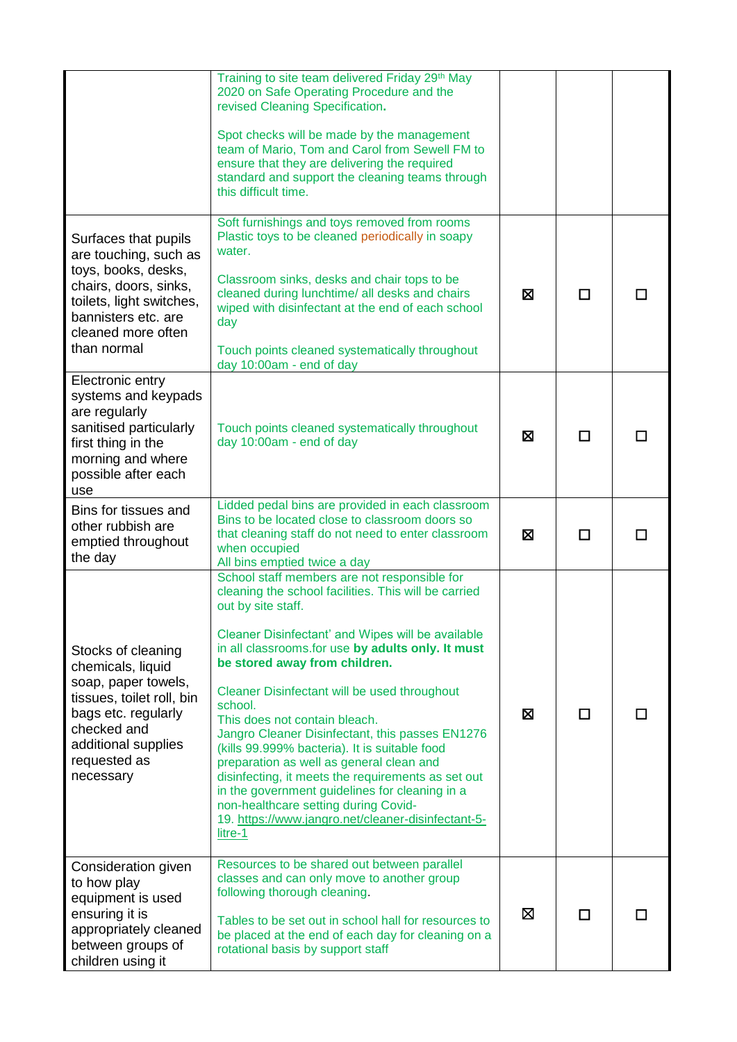| | | | | |
|---|---|---|---|---|
| | Training to site team delivered Friday 29th May 2020 on Safe Operating Procedure and the revised Cleaning Specification.<br><br>Spot checks will be made by the management team of Mario, Tom and Carol from Sewell FM to ensure that they are delivering the required standard and support the cleaning teams through this difficult time. | | | |
| Surfaces that pupils are touching, such as toys, books, desks, chairs, doors, sinks, toilets, light switches, bannisters etc. are cleaned more often than normal | Soft furnishings and toys removed from rooms Plastic toys to be cleaned periodically in soapy water.<br><br>Classroom sinks, desks and chair tops to be cleaned during lunchtime/ all desks and chairs wiped with disinfectant at the end of each school day<br><br>Touch points cleaned systematically throughout day 10:00am - end of day | ☒ | ☐ | ☐ |
| Electronic entry systems and keypads are regularly sanitised particularly first thing in the morning and where possible after each use | Touch points cleaned systematically throughout day 10:00am - end of day | ☒ | ☐ | ☐ |
| Bins for tissues and other rubbish are emptied throughout the day | Lidded pedal bins are provided in each classroom Bins to be located close to classroom doors so that cleaning staff do not need to enter classroom when occupied<br>All bins emptied twice a day | ☒ | ☐ | ☐ |
| Stocks of cleaning chemicals, liquid soap, paper towels, tissues, toilet roll, bin bags etc. regularly checked and additional supplies requested as necessary | School staff members are not responsible for cleaning the school facilities. This will be carried out by site staff.<br><br>Cleaner Disinfectant' and Wipes will be available in all classrooms.for use **by adults only. It must be stored away from children.**<br><br>Cleaner Disinfectant will be used throughout school.<br>This does not contain bleach.<br>Jangro Cleaner Disinfectant, this passes EN1276 (kills 99.999% bacteria). It is suitable food preparation as well as general clean and disinfecting, it meets the requirements as set out in the government guidelines for cleaning in a non-healthcare setting during Covid-19. https://www.jangro.net/cleaner-disinfectant-5-litre-1 | ☒ | ☐ | ☐ |
| Consideration given to how play equipment is used ensuring it is appropriately cleaned between groups of children using it | Resources to be shared out between parallel classes and can only move to another group following thorough cleaning.<br><br>Tables to be set out in school hall for resources to be placed at the end of each day for cleaning on a rotational basis by support staff | ☒ | ☐ | ☐ |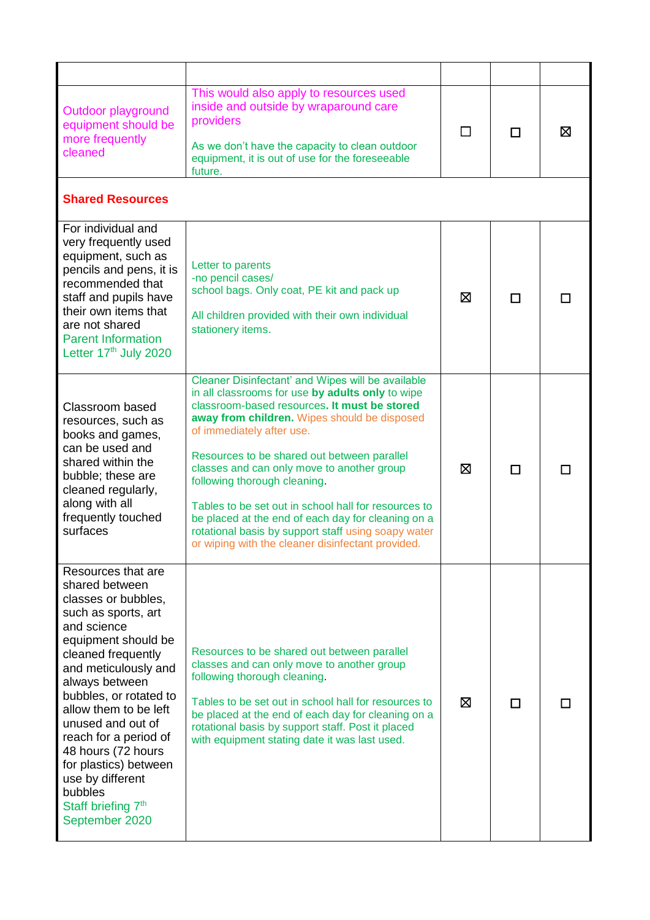| | | | | |
|---|---|---|---|---|
| Outdoor playground equipment should be more frequently cleaned | This would also apply to resources used inside and outside by wraparound care providers<br><br>As we don't have the capacity to clean outdoor equipment, it is out of use for the foreseeable future. | ☐ | ☐ | ☒ |
| **Shared Resources** | | | | |
| For individual and very frequently used equipment, such as pencils and pens, it is recommended that staff and pupils have their own items that are not shared<br>Parent Information Letter 17th July 2020 | Letter to parents<br>-no pencil cases/<br>school bags. Only coat, PE kit and pack up<br><br>All children provided with their own individual stationery items. | ☒ | ☐ | ☐ |
| Classroom based resources, such as books and games, can be used and shared within the bubble; these are cleaned regularly, along with all frequently touched surfaces | Cleaner Disinfectant' and Wipes will be available in all classrooms for use **by adults only** to wipe classroom-based resources**. It must be stored away from children.** Wipes should be disposed of immediately after use.<br><br>Resources to be shared out between parallel classes and can only move to another group following thorough cleaning.<br><br>Tables to be set out in school hall for resources to be placed at the end of each day for cleaning on a rotational basis by support staff using soapy water or wiping with the cleaner disinfectant provided. | ☒ | ☐ | ☐ |
| Resources that are shared between classes or bubbles, such as sports, art and science equipment should be cleaned frequently and meticulously and always between bubbles, or rotated to allow them to be left unused and out of reach for a period of 48 hours (72 hours for plastics) between use by different bubbles<br>Staff briefing 7th September 2020 | Resources to be shared out between parallel classes and can only move to another group following thorough cleaning.<br><br>Tables to be set out in school hall for resources to be placed at the end of each day for cleaning on a rotational basis by support staff. Post it placed with equipment stating date it was last used. | ☒ | ☐ | ☐ |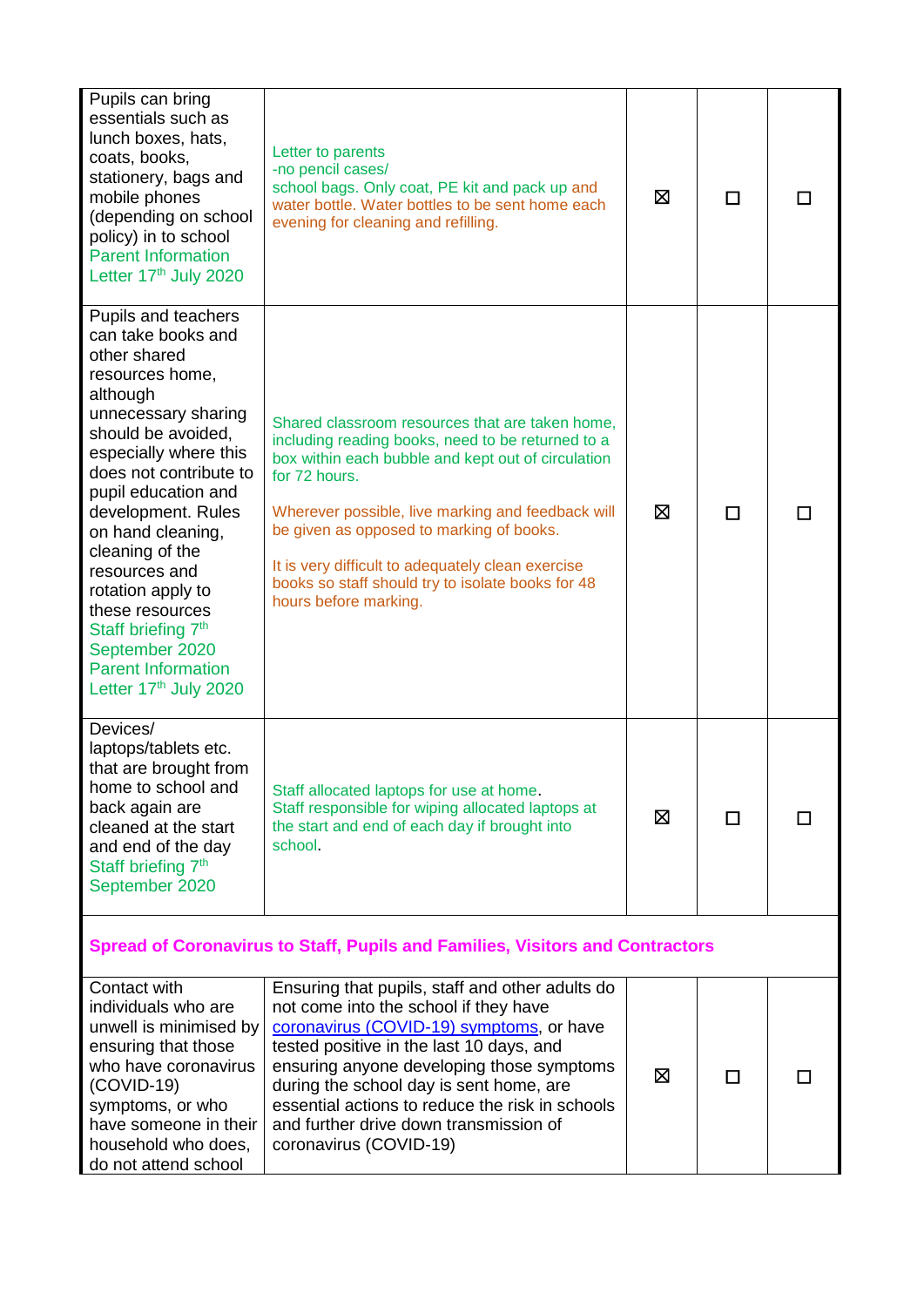| | | | | |
|---|---|---|---|---|
| Pupils can bring essentials such as lunch boxes, hats, coats, books, stationery, bags and mobile phones (depending on school policy) in to school Parent Information Letter 17th July 2020 | Letter to parents<br>-no pencil cases/<br>school bags. Only coat, PE kit and pack up and water bottle. Water bottles to be sent home each evening for cleaning and refilling. | ☒ | ☐ | ☐ |
| Pupils and teachers can take books and other shared resources home, although unnecessary sharing should be avoided, especially where this does not contribute to pupil education and development. Rules on hand cleaning, cleaning of the resources and rotation apply to these resources Staff briefing 7th September 2020 Parent Information Letter 17th July 2020 | Shared classroom resources that are taken home, including reading books, need to be returned to a box within each bubble and kept out of circulation for 72 hours.<br><br>Wherever possible, live marking and feedback will be given as opposed to marking of books.<br><br>It is very difficult to adequately clean exercise books so staff should try to isolate books for 48 hours before marking. | ☒ | ☐ | ☐ |
| Devices/ laptops/tablets etc. that are brought from home to school and back again are cleaned at the start and end of the day Staff briefing 7th September 2020 | Staff allocated laptops for use at home.<br>Staff responsible for wiping allocated laptops at the start and end of each day if brought into school. | ☒ | ☐ | ☐ |
| **Spread of Coronavirus to Staff, Pupils and Families, Visitors and Contractors** | | | | |
| Contact with individuals who are unwell is minimised by ensuring that those who have coronavirus (COVID-19) symptoms, or who have someone in their household who does, do not attend school | Ensuring that pupils, staff and other adults do not come into the school if they have coronavirus (COVID-19) symptoms, or have tested positive in the last 10 days, and ensuring anyone developing those symptoms during the school day is sent home, are essential actions to reduce the risk in schools and further drive down transmission of coronavirus (COVID-19) | ☒ | ☐ | ☐ |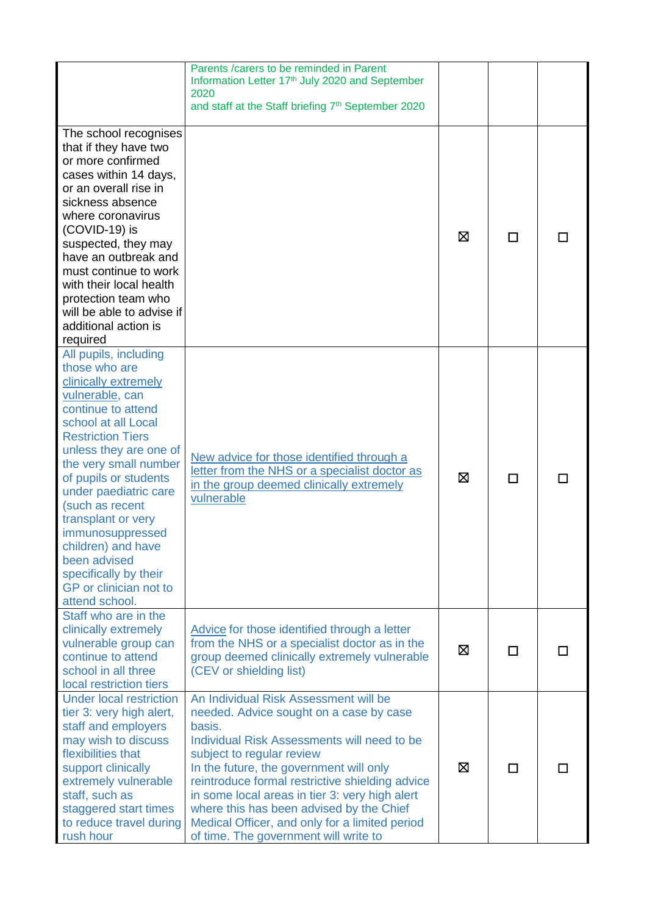| | | | | |
|---|---|---|---|---|
| | Parents /carers to be reminded in Parent Information Letter 17th July 2020 and September 2020 and staff at the Staff briefing 7th September 2020 | | | |
| The school recognises that if they have two or more confirmed cases within 14 days, or an overall rise in sickness absence where coronavirus (COVID-19) is suspected, they may have an outbreak and must continue to work with their local health protection team who will be able to advise if additional action is required | | ☒ | ☐ | ☐ |
| All pupils, including those who are clinically extremely vulnerable, can continue to attend school at all Local Restriction Tiers unless they are one of the very small number of pupils or students under paediatric care (such as recent transplant or very immunosuppressed children) and have been advised specifically by their GP or clinician not to attend school. | New advice for those identified through a letter from the NHS or a specialist doctor as in the group deemed clinically extremely vulnerable | ☒ | ☐ | ☐ |
| Staff who are in the clinically extremely vulnerable group can continue to attend school in all three local restriction tiers | Advice for those identified through a letter from the NHS or a specialist doctor as in the group deemed clinically extremely vulnerable (CEV or shielding list) | ☒ | ☐ | ☐ |
| Under local restriction tier 3: very high alert, staff and employers may wish to discuss flexibilities that support clinically extremely vulnerable staff, such as staggered start times to reduce travel during rush hour | An Individual Risk Assessment will be needed. Advice sought on a case by case basis.<br>Individual Risk Assessments will need to be subject to regular review<br>In the future, the government will only reintroduce formal restrictive shielding advice in some local areas in tier 3: very high alert where this has been advised by the Chief Medical Officer, and only for a limited period of time. The government will write to | ☒ | ☐ | ☐ |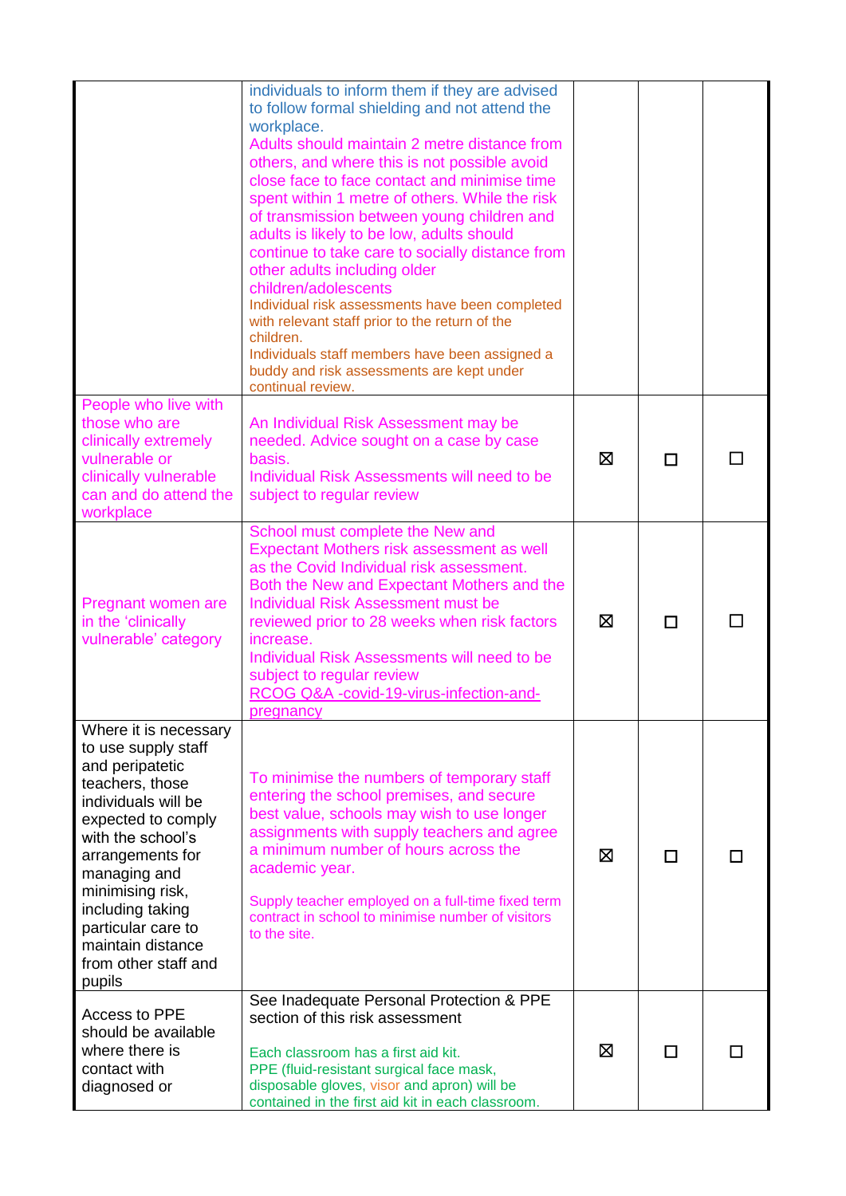| | | | | |
|---|---|---|---|---|
| | individuals to inform them if they are advised to follow formal shielding and not attend the workplace.<br>Adults should maintain 2 metre distance from others, and where this is not possible avoid close face to face contact and minimise time spent within 1 metre of others. While the risk of transmission between young children and adults is likely to be low, adults should continue to take care to socially distance from other adults including older children/adolescents<br>Individual risk assessments have been completed with relevant staff prior to the return of the children.<br>Individuals staff members have been assigned a buddy and risk assessments are kept under continual review. | | | |
| People who live with those who are clinically extremely vulnerable or clinically vulnerable can and do attend the workplace | An Individual Risk Assessment may be needed. Advice sought on a case by case basis.<br>Individual Risk Assessments will need to be subject to regular review | ☒ | ☐ | ☐ |
| Pregnant women are in the 'clinically vulnerable' category | School must complete the New and Expectant Mothers risk assessment as well as the Covid Individual risk assessment.<br>Both the New and Expectant Mothers and the Individual Risk Assessment must be reviewed prior to 28 weeks when risk factors increase.<br>Individual Risk Assessments will need to be subject to regular review<br>RCOG Q&A -covid-19-virus-infection-and-pregnancy | ☒ | ☐ | ☐ |
| Where it is necessary to use supply staff and peripatetic teachers, those individuals will be expected to comply with the school's arrangements for managing and minimising risk, including taking particular care to maintain distance from other staff and pupils | To minimise the numbers of temporary staff entering the school premises, and secure best value, schools may wish to use longer assignments with supply teachers and agree a minimum number of hours across the academic year.<br><br>Supply teacher employed on a full-time fixed term contract in school to minimise number of visitors to the site. | ☒ | ☐ | ☐ |
| Access to PPE should be available where there is contact with diagnosed or | See Inadequate Personal Protection & PPE section of this risk assessment<br><br>Each classroom has a first aid kit.<br>PPE (fluid-resistant surgical face mask, disposable gloves, visor and apron) will be contained in the first aid kit in each classroom. | ☒ | ☐ | ☐ |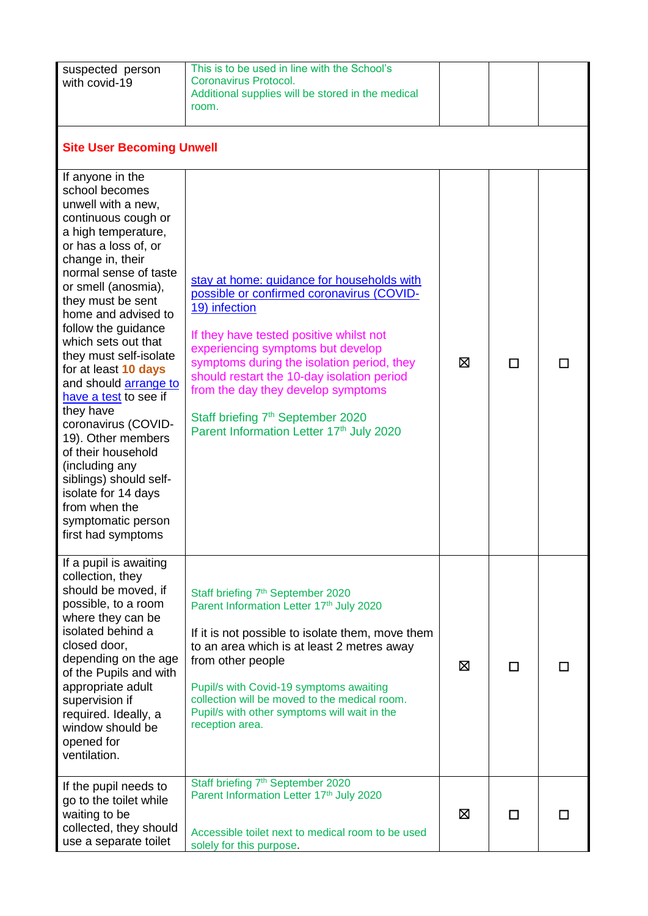| | | | | |
|---|---|---|---|---|
| suspected person with covid-19 | This is to be used in line with the School's Coronavirus Protocol.<br>Additional supplies will be stored in the medical room. | | | |
| **Site User Becoming Unwell** | | | | |
| If anyone in the school becomes unwell with a new, continuous cough or a high temperature, or has a loss of, or change in, their normal sense of taste or smell (anosmia), they must be sent home and advised to follow the guidance which sets out that they must self-isolate for at least **10 days** and should arrange to have a test to see if they have coronavirus (COVID-19). Other members of their household (including any siblings) should self-isolate for 14 days from when the symptomatic person first had symptoms | stay at home: guidance for households with possible or confirmed coronavirus (COVID-19) infection<br><br>If they have tested positive whilst not experiencing symptoms but develop symptoms during the isolation period, they should restart the 10-day isolation period from the day they develop symptoms<br><br>Staff briefing 7th September 2020<br>Parent Information Letter 17th July 2020 | ☒ | ☐ | ☐ |
| If a pupil is awaiting collection, they should be moved, if possible, to a room where they can be isolated behind a closed door, depending on the age of the Pupils and with appropriate adult supervision if required. Ideally, a window should be opened for ventilation. | Staff briefing 7th September 2020<br>Parent Information Letter 17th July 2020<br><br>If it is not possible to isolate them, move them to an area which is at least 2 metres away from other people<br><br>Pupil/s with Covid-19 symptoms awaiting collection will be moved to the medical room. Pupil/s with other symptoms will wait in the reception area. | ☒ | ☐ | ☐ |
| If the pupil needs to go to the toilet while waiting to be collected, they should use a separate toilet | Staff briefing 7th September 2020<br>Parent Information Letter 17th July 2020<br><br>Accessible toilet next to medical room to be used solely for this purpose. | ☒ | ☐ | ☐ |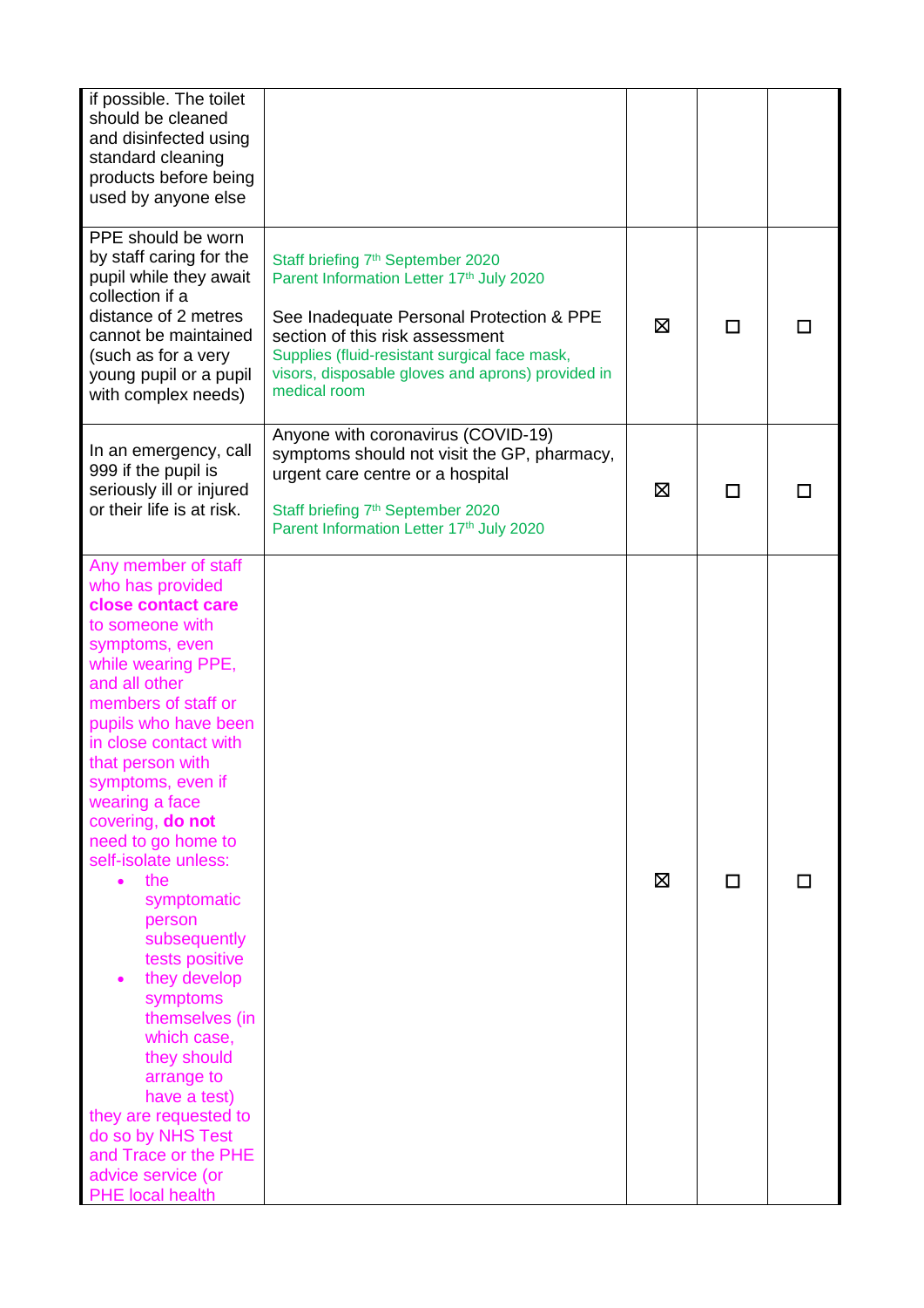| | | | | |
|---|---|---|---|---|
| if possible. The toilet should be cleaned and disinfected using standard cleaning products before being used by anyone else | | | | |
| PPE should be worn by staff caring for the pupil while they await collection if a distance of 2 metres cannot be maintained (such as for a very young pupil or a pupil with complex needs) | Staff briefing 7th September 2020<br>Parent Information Letter 17th July 2020<br><br>See Inadequate Personal Protection & PPE section of this risk assessment<br>Supplies (fluid-resistant surgical face mask, visors, disposable gloves and aprons) provided in medical room | ☒ | ☐ | ☐ |
| In an emergency, call 999 if the pupil is seriously ill or injured or their life is at risk. | Anyone with coronavirus (COVID-19) symptoms should not visit the GP, pharmacy, urgent care centre or a hospital<br><br>Staff briefing 7th September 2020<br>Parent Information Letter 17th July 2020 | ☒ | ☐ | ☐ |
| Any member of staff who has provided **close contact care** to someone with symptoms, even while wearing PPE, and all other members of staff or pupils who have been in close contact with that person with symptoms, even if wearing a face covering, **do not** need to go home to self-isolate unless:<br>• the symptomatic person subsequently tests positive<br>• they develop symptoms themselves (in which case, they should arrange to have a test)<br>they are requested to do so by NHS Test and Trace or the PHE advice service (or PHE local health | | ☒ | ☐ | ☐ |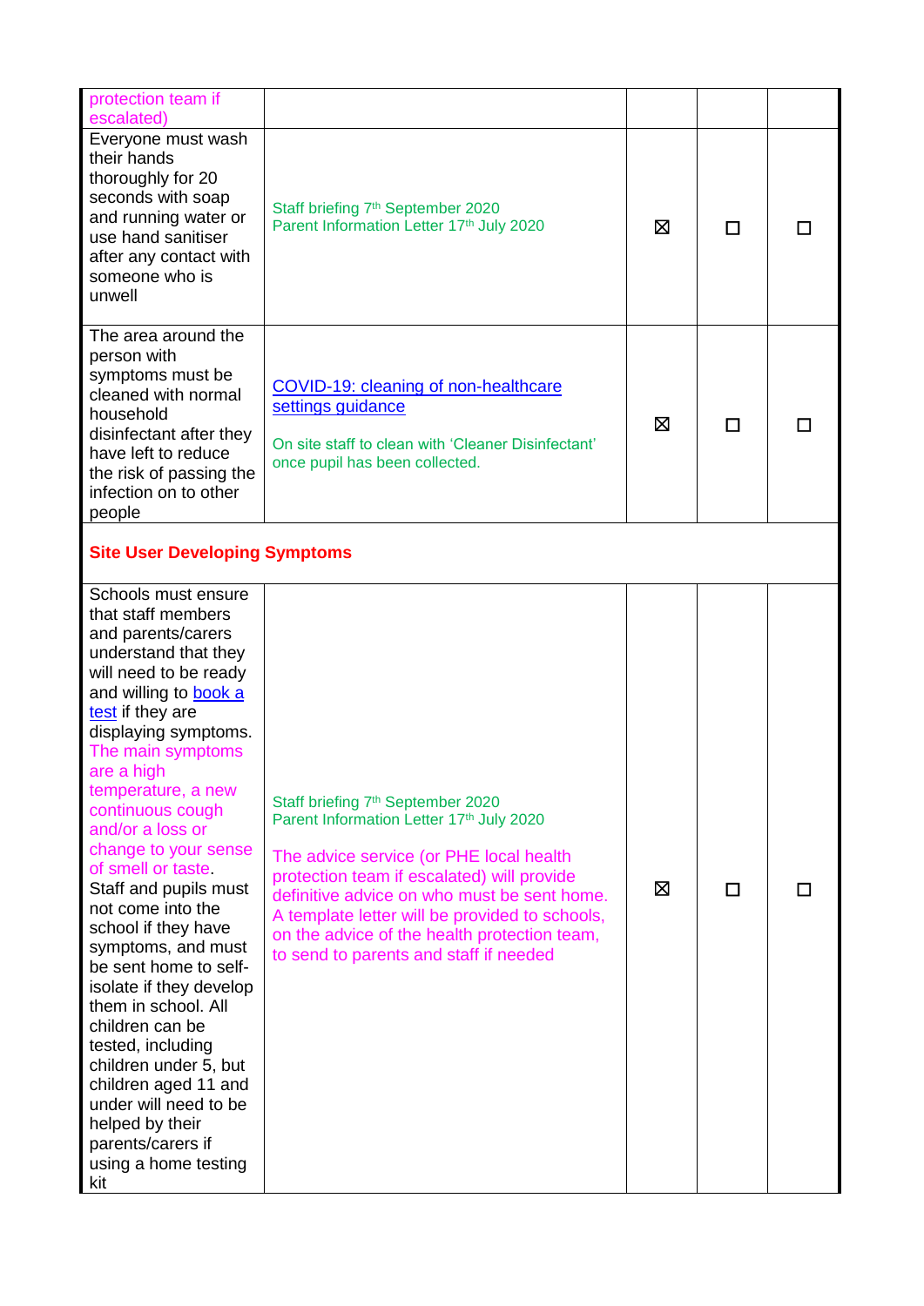| | | | | |
|---|---|---|---|---|
| protection team if escalated) | | | | |
| Everyone must wash their hands thoroughly for 20 seconds with soap and running water or use hand sanitiser after any contact with someone who is unwell | Staff briefing 7th September 2020<br>Parent Information Letter 17th July 2020 | ☒ | ☐ | ☐ |
| The area around the person with symptoms must be cleaned with normal household disinfectant after they have left to reduce the risk of passing the infection on to other people | COVID-19: cleaning of non-healthcare settings guidance<br><br>On site staff to clean with 'Cleaner Disinfectant' once pupil has been collected. | ☒ | ☐ | ☐ |
| **Site User Developing Symptoms** | | | | |
| Schools must ensure that staff members and parents/carers understand that they will need to be ready and willing to book a test if they are displaying symptoms. The main symptoms are a high temperature, a new continuous cough and/or a loss or change to your sense of smell or taste. Staff and pupils must not come into the school if they have symptoms, and must be sent home to self-isolate if they develop them in school. All children can be tested, including children under 5, but children aged 11 and under will need to be helped by their parents/carers if using a home testing kit | Staff briefing 7th September 2020<br>Parent Information Letter 17th July 2020<br><br>The advice service (or PHE local health protection team if escalated) will provide definitive advice on who must be sent home. A template letter will be provided to schools, on the advice of the health protection team, to send to parents and staff if needed | ☒ | ☐ | ☐ |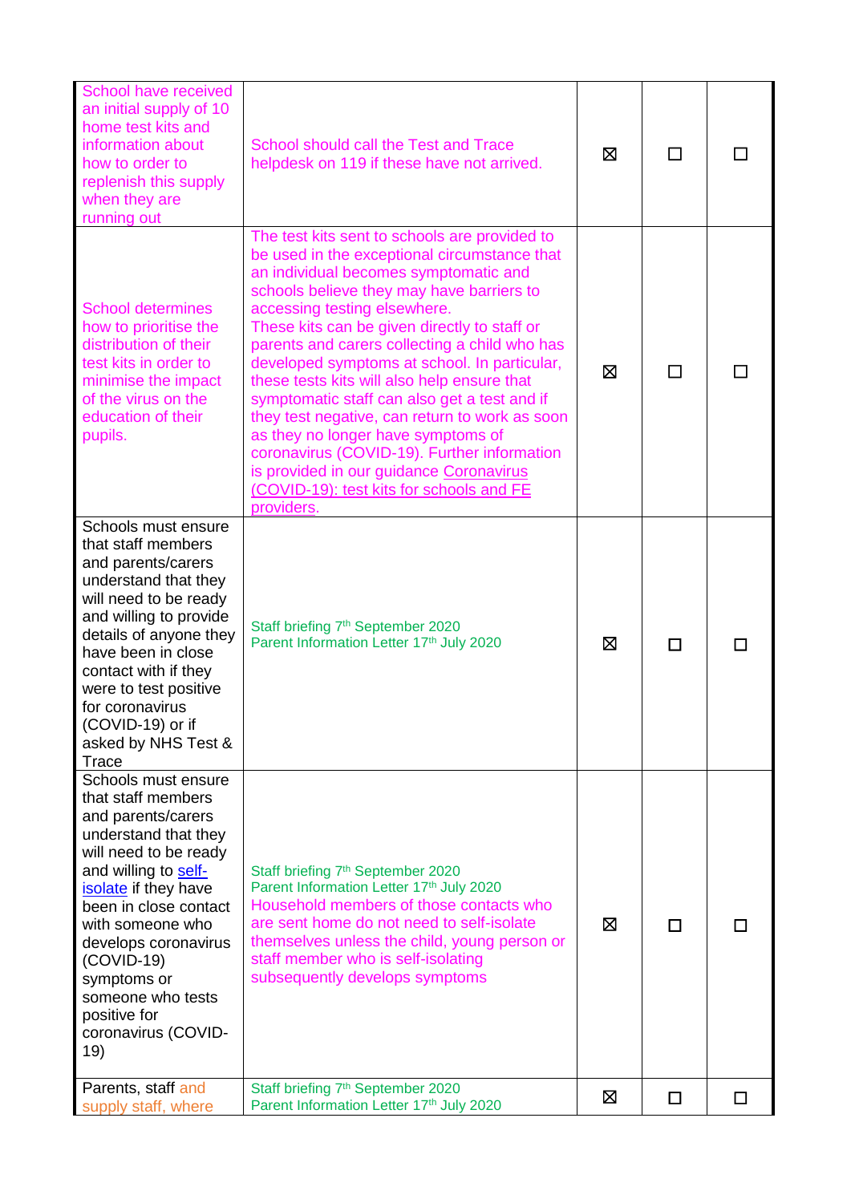| | | | | |
|---|---|---|---|---|
| School have received an initial supply of 10 home test kits and information about how to order to replenish this supply when they are running out | School should call the Test and Trace helpdesk on 119 if these have not arrived. | ☒ | ☐ | ☐ |
| School determines how to prioritise the distribution of their test kits in order to minimise the impact of the virus on the education of their pupils. | The test kits sent to schools are provided to be used in the exceptional circumstance that an individual becomes symptomatic and schools believe they may have barriers to accessing testing elsewhere. These kits can be given directly to staff or parents and carers collecting a child who has developed symptoms at school. In particular, these tests kits will also help ensure that symptomatic staff can also get a test and if they test negative, can return to work as soon as they no longer have symptoms of coronavirus (COVID-19). Further information is provided in our guidance Coronavirus (COVID-19): test kits for schools and FE providers. | ☒ | ☐ | ☐ |
| Schools must ensure that staff members and parents/carers understand that they will need to be ready and willing to provide details of anyone they have been in close contact with if they were to test positive for coronavirus (COVID-19) or if asked by NHS Test & Trace | Staff briefing 7th September 2020<br>Parent Information Letter 17th July 2020 | ☒ | ☐ | ☐ |
| Schools must ensure that staff members and parents/carers understand that they will need to be ready and willing to self-isolate if they have been in close contact with someone who develops coronavirus (COVID-19) symptoms or someone who tests positive for coronavirus (COVID-19) | Staff briefing 7th September 2020<br>Parent Information Letter 17th July 2020<br>Household members of those contacts who are sent home do not need to self-isolate themselves unless the child, young person or staff member who is self-isolating subsequently develops symptoms | ☒ | ☐ | ☐ |
| Parents, staff and supply staff, where | Staff briefing 7th September 2020<br>Parent Information Letter 17th July 2020 | ☒ | ☐ | ☐ |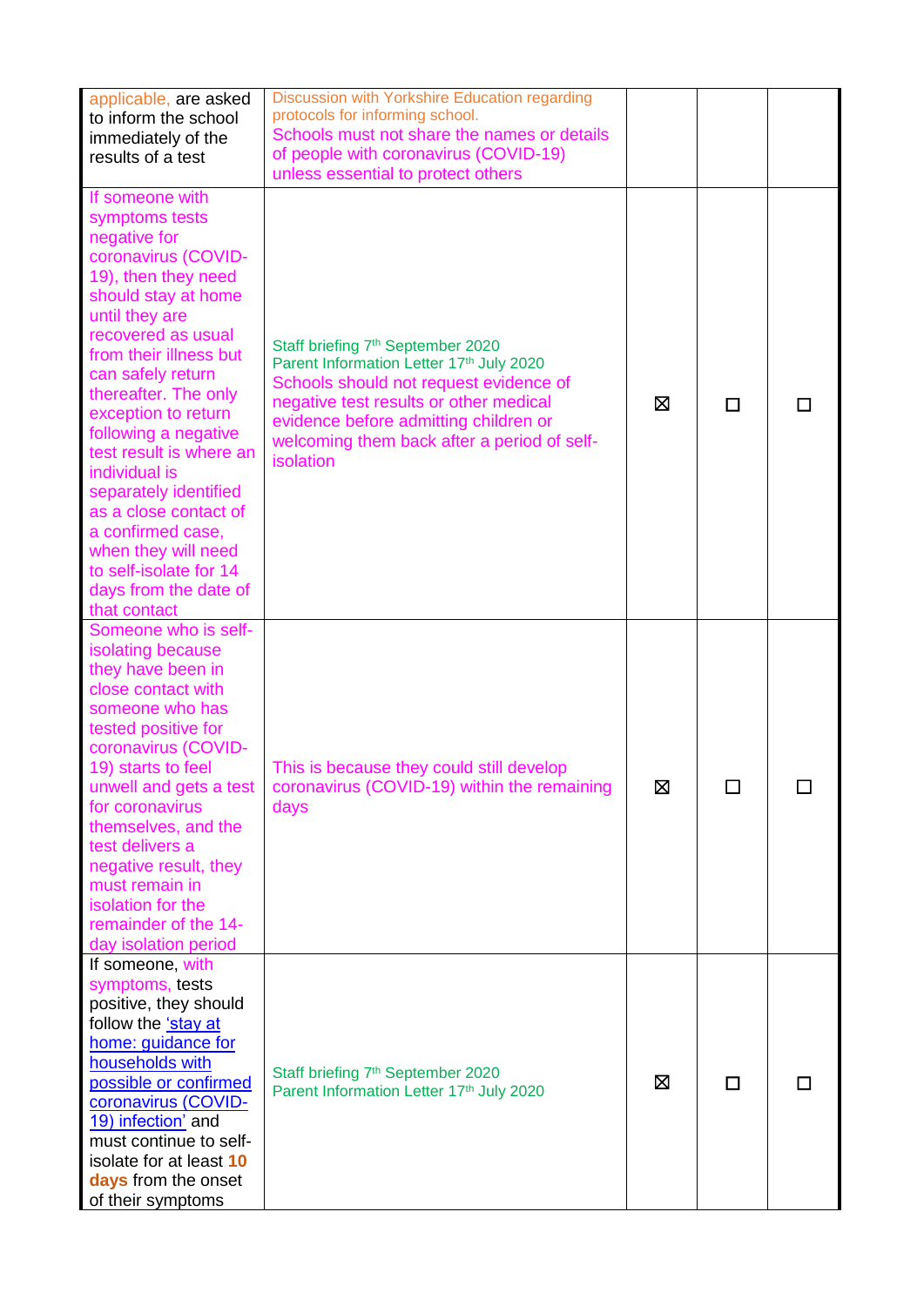| | | | | |
|---|---|---|---|---|
| applicable, are asked to inform the school immediately of the results of a test | Discussion with Yorkshire Education regarding protocols for informing school.<br>Schools must not share the names or details of people with coronavirus (COVID-19) unless essential to protect others | | | |
| If someone with symptoms tests negative for coronavirus (COVID-19), then they need should stay at home until they are recovered as usual from their illness but can safely return thereafter. The only exception to return following a negative test result is where an individual is separately identified as a close contact of a confirmed case, when they will need to self-isolate for 14 days from the date of that contact | Staff briefing 7th September 2020<br>Parent Information Letter 17th July 2020<br>Schools should not request evidence of negative test results or other medical evidence before admitting children or welcoming them back after a period of self-isolation | ☒ | ☐ | ☐ |
| Someone who is self-isolating because they have been in close contact with someone who has tested positive for coronavirus (COVID-19) starts to feel unwell and gets a test for coronavirus themselves, and the test delivers a negative result, they must remain in isolation for the remainder of the 14-day isolation period | This is because they could still develop coronavirus (COVID-19) within the remaining days | ☒ | ☐ | ☐ |
| If someone, with symptoms, tests positive, they should follow the 'stay at home: guidance for households with possible or confirmed coronavirus (COVID-19) infection' and must continue to self-isolate for at least **10 days** from the onset of their symptoms | Staff briefing 7th September 2020<br>Parent Information Letter 17th July 2020 | ☒ | ☐ | ☐ |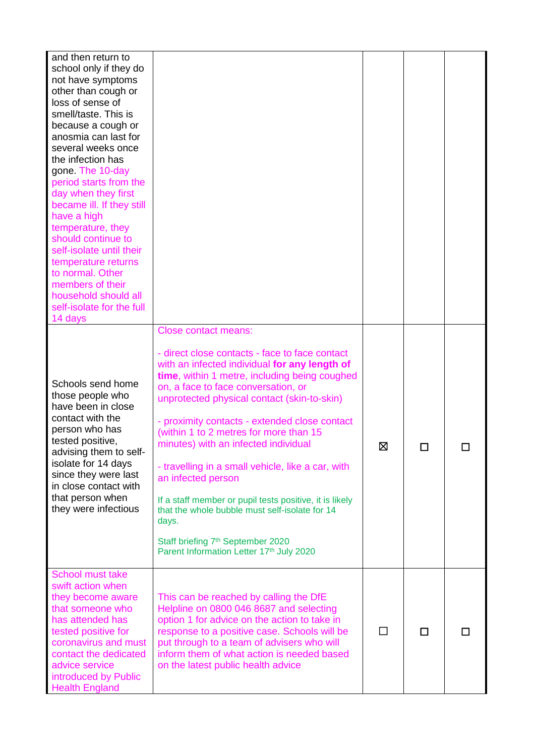| | | | | |
|---|---|---|---|---|
| and then return to school only if they do not have symptoms other than cough or loss of sense of smell/taste. This is because a cough or anosmia can last for several weeks once the infection has gone. The 10-day period starts from the day when they first became ill. If they still have a high temperature, they should continue to self-isolate until their temperature returns to normal. Other members of their household should all self-isolate for the full 14 days | | | | |
| Schools send home those people who have been in close contact with the person who has tested positive, advising them to self-isolate for 14 days since they were last in close contact with that person when they were infectious | Close contact means:<br><br>- direct close contacts - face to face contact with an infected individual **for any length of time**, within 1 metre, including being coughed on, a face to face conversation, or unprotected physical contact (skin-to-skin)<br><br>- proximity contacts - extended close contact (within 1 to 2 metres for more than 15 minutes) with an infected individual<br><br>- travelling in a small vehicle, like a car, with an infected person<br><br>If a staff member or pupil tests positive, it is likely that the whole bubble must self-isolate for 14 days.<br><br>Staff briefing 7th September 2020<br>Parent Information Letter 17th July 2020 | ☒ | ☐ | ☐ |
| School must take swift action when they become aware that someone who has attended has tested positive for coronavirus and must contact the dedicated advice service introduced by Public Health England | This can be reached by calling the DfE Helpline on 0800 046 8687 and selecting option 1 for advice on the action to take in response to a positive case. Schools will be put through to a team of advisers who will inform them of what action is needed based on the latest public health advice | ☐ | ☐ | ☐ |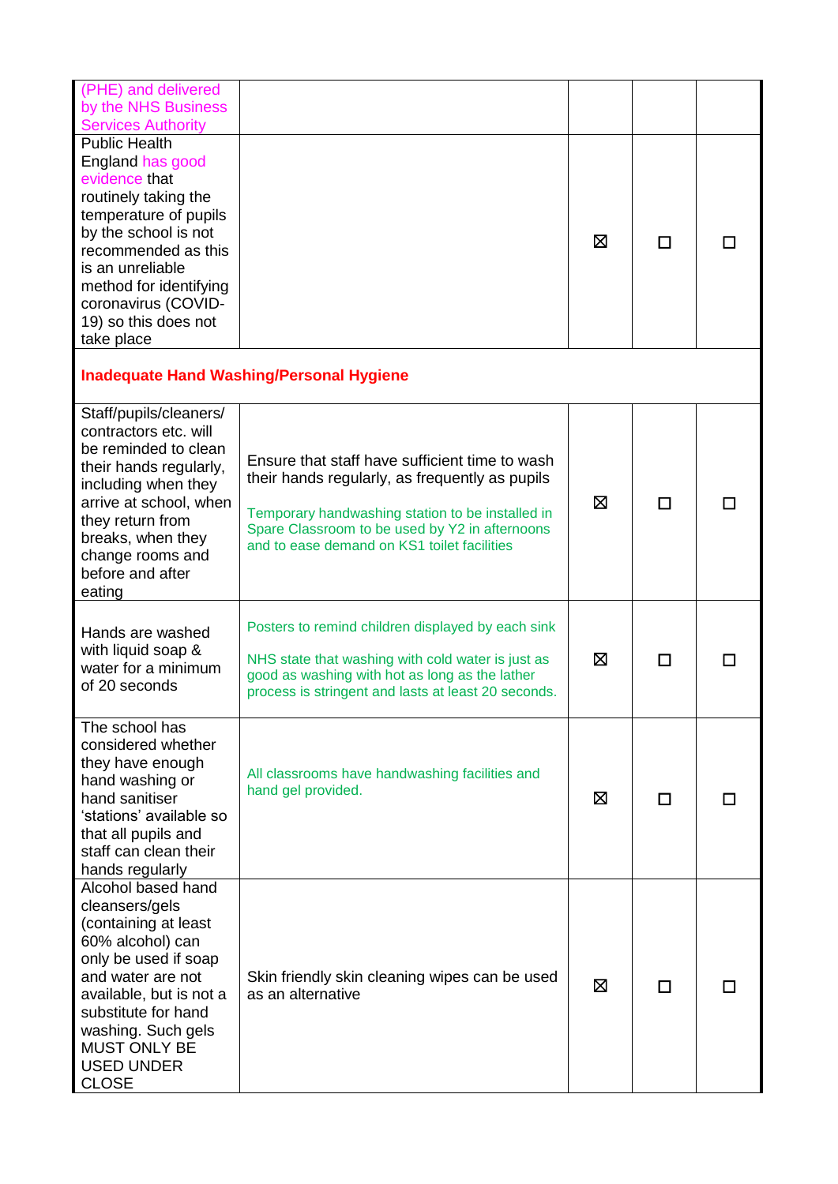| | | | | |
|---|---|---|---|---|
| (PHE) and delivered by the NHS Business Services Authority | | | | |
| Public Health England has good evidence that routinely taking the temperature of pupils by the school is not recommended as this is an unreliable method for identifying coronavirus (COVID-19) so this does not take place | | ☒ | ☐ | ☐ |
| **Inadequate Hand Washing/Personal Hygiene** | | | | |
| Staff/pupils/cleaners/ contractors etc. will be reminded to clean their hands regularly, including when they arrive at school, when they return from breaks, when they change rooms and before and after eating | Ensure that staff have sufficient time to wash their hands regularly, as frequently as pupils<br><br>Temporary handwashing station to be installed in Spare Classroom to be used by Y2 in afternoons and to ease demand on KS1 toilet facilities | ☒ | ☐ | ☐ |
| Hands are washed with liquid soap & water for a minimum of 20 seconds | Posters to remind children displayed by each sink<br><br>NHS state that washing with cold water is just as good as washing with hot as long as the lather process is stringent and lasts at least 20 seconds. | ☒ | ☐ | ☐ |
| The school has considered whether they have enough hand washing or hand sanitiser 'stations' available so that all pupils and staff can clean their hands regularly | All classrooms have handwashing facilities and hand gel provided. | ☒ | ☐ | ☐ |
| Alcohol based hand cleansers/gels (containing at least 60% alcohol) can only be used if soap and water are not available, but is not a substitute for hand washing. Such gels MUST ONLY BE USED UNDER CLOSE | Skin friendly skin cleaning wipes can be used as an alternative | ☒ | ☐ | ☐ |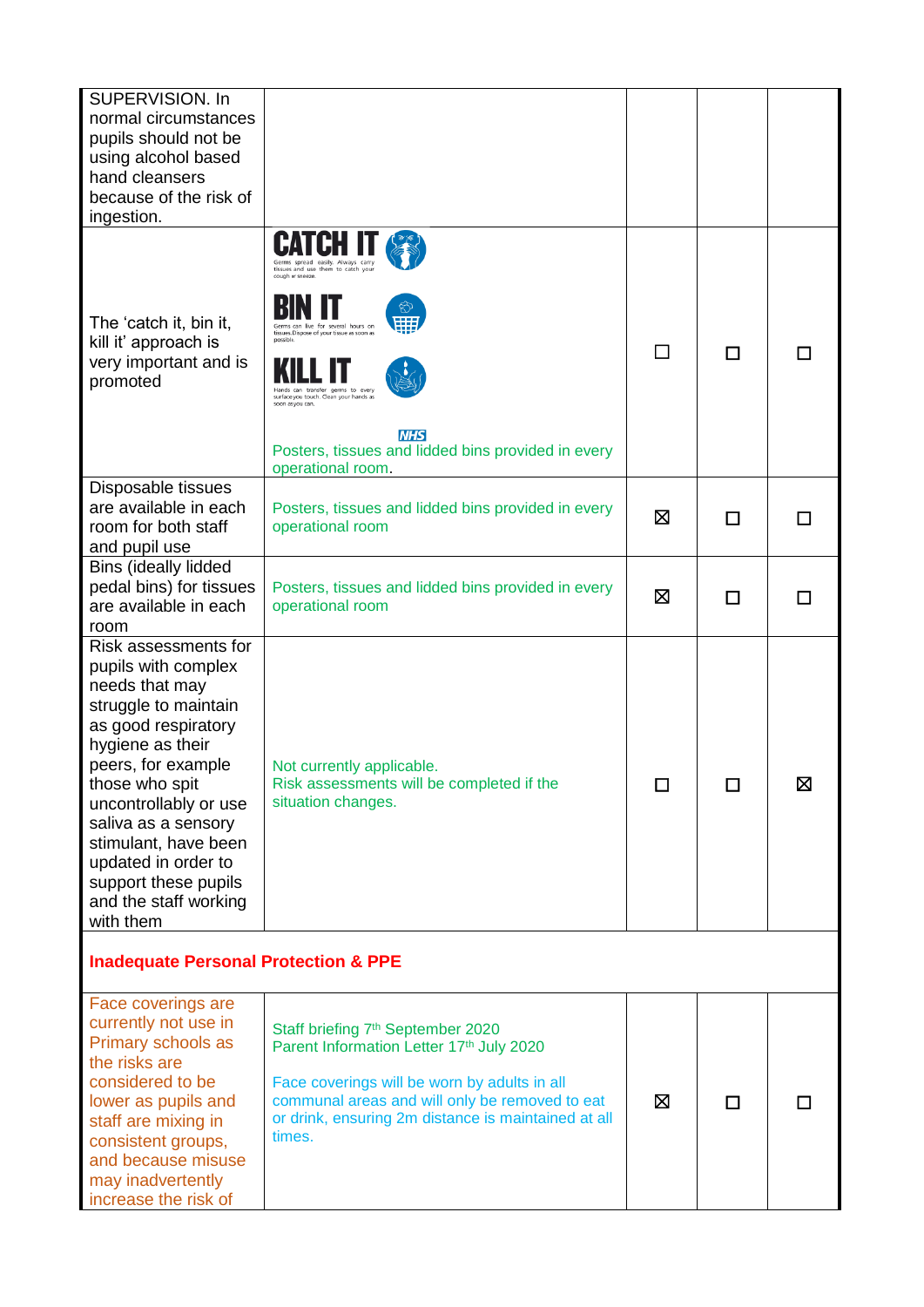| | | | | |
|---|---|---|---|---|
| SUPERVISION. In normal circumstances pupils should not be using alcohol based hand cleansers because of the risk of ingestion. | | | | |
| The 'catch it, bin it, kill it' approach is very important and is promoted | CATCH IT Germs spread easily. Always carry tissues and use them to catch your cough or sneeze. BIN IT Germs can live for several hours on tissues. Dispose of your tissue as soon as possible. KILL IT Hands can transfer germs to every surface you touch. Clean your hands as soon as you can. NHS Posters, tissues and lidded bins provided in every operational room. | ☐ | ☐ | ☐ |
| Disposable tissues are available in each room for both staff and pupil use | Posters, tissues and lidded bins provided in every operational room | ☒ | ☐ | ☐ |
| Bins (ideally lidded pedal bins) for tissues are available in each room | Posters, tissues and lidded bins provided in every operational room | ☒ | ☐ | ☐ |
| Risk assessments for pupils with complex needs that may struggle to maintain as good respiratory hygiene as their peers, for example those who spit uncontrollably or use saliva as a sensory stimulant, have been updated in order to support these pupils and the staff working with them | Not currently applicable.<br>Risk assessments will be completed if the situation changes. | ☐ | ☐ | ☒ |
| **Inadequate Personal Protection & PPE** | | | | |
| Face coverings are currently not use in Primary schools as the risks are considered to be lower as pupils and staff are mixing in consistent groups, and because misuse may inadvertently increase the risk of | Staff briefing 7th September 2020<br>Parent Information Letter 17th July 2020<br><br>Face coverings will be worn by adults in all communal areas and will only be removed to eat or drink, ensuring 2m distance is maintained at all times. | ☒ | ☐ | ☐ |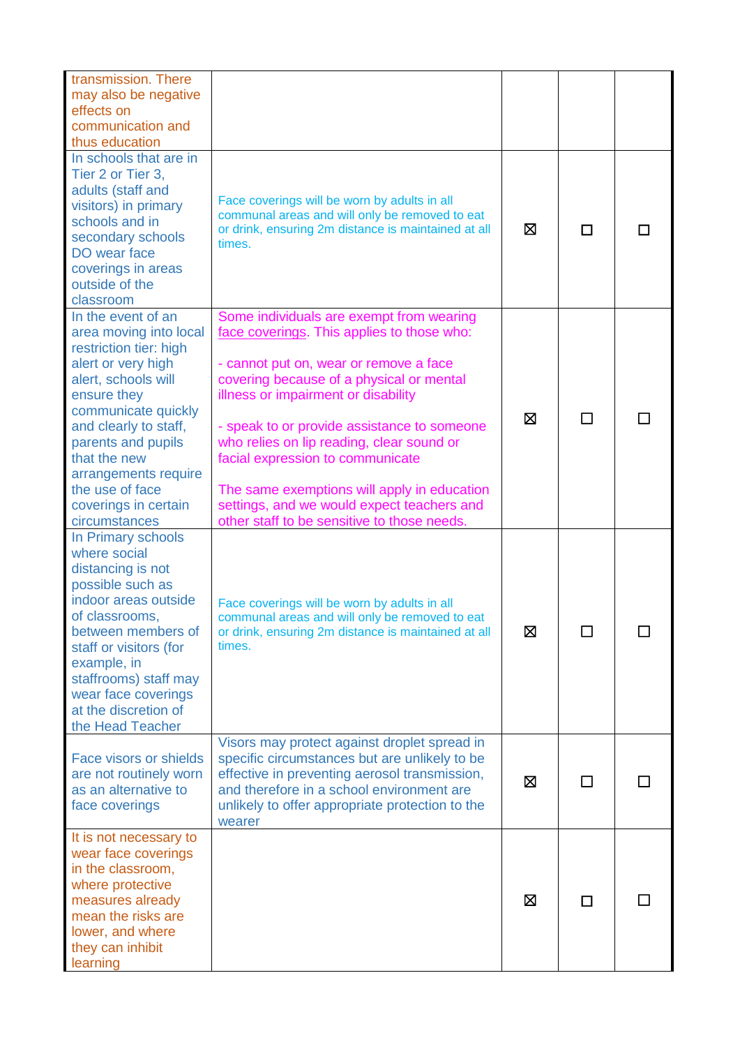| | | | | |
|---|---|---|---|---|
| transmission. There may also be negative effects on communication and thus education | | | | |
| In schools that are in Tier 2 or Tier 3, adults (staff and visitors) in primary schools and in secondary schools DO wear face coverings in areas outside the classroom | Face coverings will be worn by adults in all communal areas and will only be removed to eat or drink, ensuring 2m distance is maintained at all times. | ☒ | ☐ | ☐ |
| In the event of an area moving into local restriction tier: high alert or very high alert, schools will ensure they communicate quickly and clearly to staff, parents and pupils that the new arrangements require the use of face coverings in certain circumstances | Some individuals are exempt from wearing face coverings. This applies to those who:<br><br>- cannot put on, wear or remove a face covering because of a physical or mental illness or impairment or disability<br><br>- speak to or provide assistance to someone who relies on lip reading, clear sound or facial expression to communicate<br><br>The same exemptions will apply in education settings, and we would expect teachers and other staff to be sensitive to those needs. | ☒ | ☐ | ☐ |
| In Primary schools where social distancing is not possible such as indoor areas outside of classrooms, between members of staff or visitors (for example, in staffrooms) staff may wear face coverings at the discretion of the Head Teacher | Face coverings will be worn by adults in all communal areas and will only be removed to eat or drink, ensuring 2m distance is maintained at all times. | ☒ | ☐ | ☐ |
| Face visors or shields are not routinely worn as an alternative to face coverings | Visors may protect against droplet spread in specific circumstances but are unlikely to be effective in preventing aerosol transmission, and therefore in a school environment are unlikely to offer appropriate protection to the wearer | ☒ | ☐ | ☐ |
| It is not necessary to wear face coverings in the classroom, where protective measures already mean the risks are lower, and where they can inhibit learning | | ☒ | ☐ | ☐ |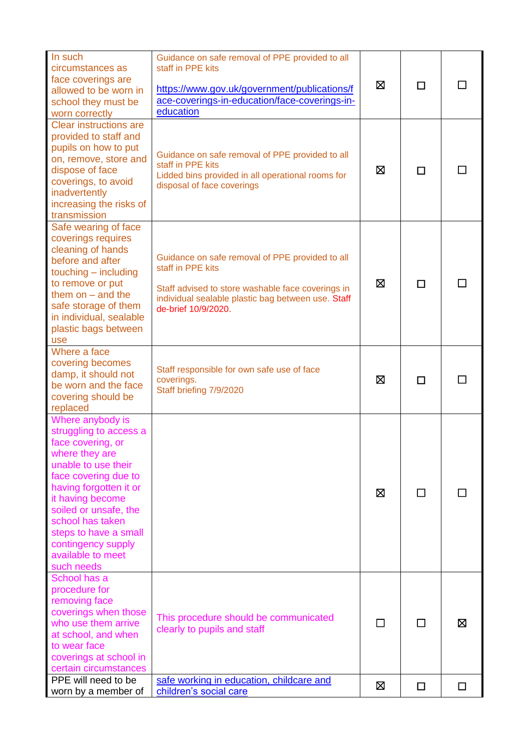| | | | | |
|---|---|---|---|---|
| In such circumstances as face coverings are allowed to be worn in school they must be worn correctly | Guidance on safe removal of PPE provided to all staff in PPE kits<br><br>[https://www.gov.uk/government/publications/face-coverings-in-education/face-coverings-in-education](https://www.gov.uk/government/publications/face-coverings-in-education/face-coverings-in-education) | ☒ | ☐ | ☐ |
| Clear instructions are provided to staff and pupils on how to put on, remove, store and dispose of face coverings, to avoid inadvertently increasing the risks of transmission | Guidance on safe removal of PPE provided to all staff in PPE kits<br>Lidded bins provided in all operational rooms for disposal of face coverings | ☒ | ☐ | ☐ |
| Safe wearing of face coverings requires cleaning of hands before and after touching – including to remove or put them on – and the safe storage of them in individual, sealable plastic bags between use | Guidance on safe removal of PPE provided to all staff in PPE kits<br><br>Staff advised to store washable face coverings in individual sealable plastic bag between use. Staff de-brief 10/9/2020. | ☒ | ☐ | ☐ |
| Where a face covering becomes damp, it should not be worn and the face covering should be replaced | Staff responsible for own safe use of face coverings.<br>Staff briefing 7/9/2020 | ☒ | ☐ | ☐ |
| Where anybody is struggling to access a face covering, or where they are unable to use their face covering due to having forgotten it or it having become soiled or unsafe, the school has taken steps to have a small contingency supply available to meet such needs | | ☒ | ☐ | ☐ |
| School has a procedure for removing face coverings when those who use them arrive at school, and when to wear face coverings at school in certain circumstances | This procedure should be communicated clearly to pupils and staff | ☐ | ☐ | ☒ |
| PPE will need to be worn by a member of | [safe working in education, childcare and children's social care](safe working in education, childcare and children's social care) | ☒ | ☐ | ☐ |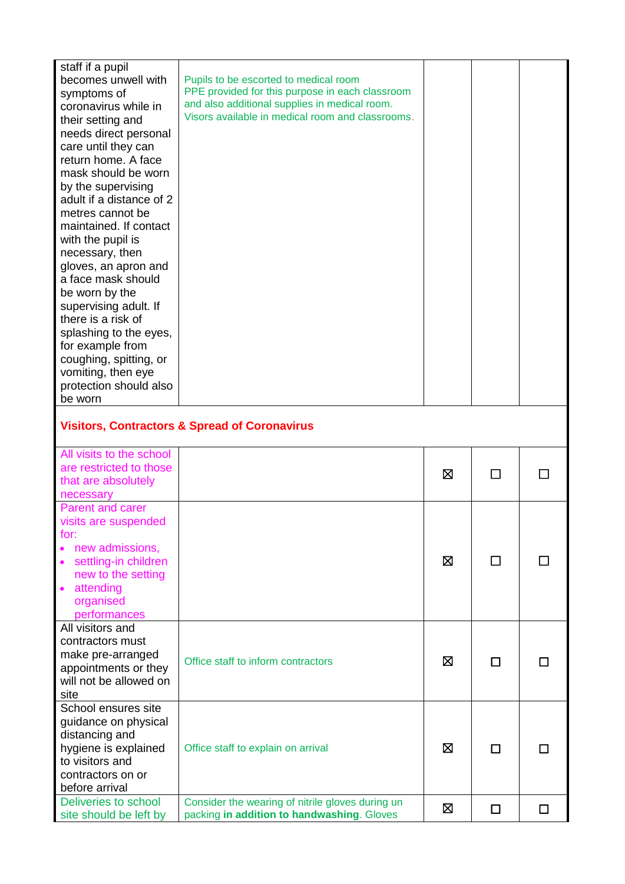| | | | | |
|---|---|---|---|---|
| staff if a pupil becomes unwell with symptoms of coronavirus while in their setting and needs direct personal care until they can return home. A face mask should be worn by the supervising adult if a distance of 2 metres cannot be maintained. If contact with the pupil is necessary, then gloves, an apron and a face mask should be worn by the supervising adult. If there is a risk of splashing to the eyes, for example from coughing, spitting, or vomiting, then eye protection should also be worn | Pupils to be escorted to medical room<br>PPE provided for this purpose in each classroom and also additional supplies in medical room.<br>Visors available in medical room and classrooms. | | | |
| **Visitors, Contractors & Spread of Coronavirus** | | | | |
| All visits to the school are restricted to those that are absolutely necessary | | ☒ | ☐ | ☐ |
| Parent and carer visits are suspended for:<br>• new admissions,<br>• settling-in children new to the setting<br>• attending organised performances | | ☒ | ☐ | ☐ |
| All visitors and contractors must make pre-arranged appointments or they will not be allowed on site | Office staff to inform contractors | ☒ | ☐ | ☐ |
| School ensures site guidance on physical distancing and hygiene is explained to visitors and contractors on or before arrival | Office staff to explain on arrival | ☒ | ☐ | ☐ |
| Deliveries to school site should be left by | Consider the wearing of nitrile gloves during un packing **in addition to handwashing**. Gloves | ☒ | ☐ | ☐ |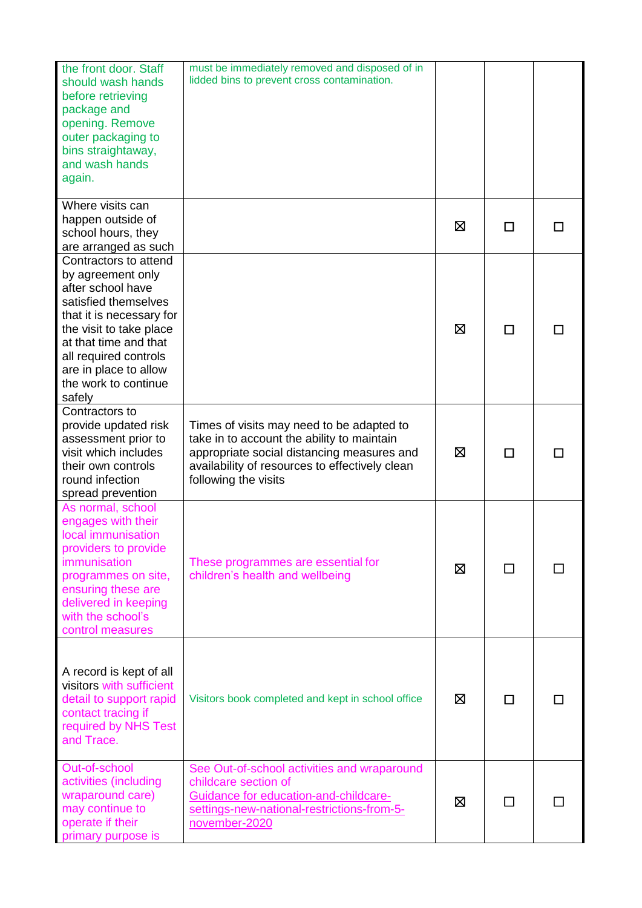| | | | | |
|---|---|---|---|---|
| the front door. Staff should wash hands before retrieving package and opening. Remove outer packaging to bins straightaway, and wash hands again. | must be immediately removed and disposed of in lidded bins to prevent cross contamination. | | | |
| Where visits can happen outside of school hours, they are arranged as such | | ☒ | ☐ | ☐ |
| Contractors to attend by agreement only after school have satisfied themselves that it is necessary for the visit to take place at that time and that all required controls are in place to allow the work to continue safely | | ☒ | ☐ | ☐ |
| Contractors to provide updated risk assessment prior to visit which includes their own controls round infection spread prevention | Times of visits may need to be adapted to take in to account the ability to maintain appropriate social distancing measures and availability of resources to effectively clean following the visits | ☒ | ☐ | ☐ |
| As normal, school engages with their local immunisation providers to provide immunisation programmes on site, ensuring these are delivered in keeping with the school's control measures | These programmes are essential for children's health and wellbeing | ☒ | ☐ | ☐ |
| A record is kept of all visitors with sufficient detail to support rapid contact tracing if required by NHS Test and Trace. | Visitors book completed and kept in school office | ☒ | ☐ | ☐ |
| Out-of-school activities (including wraparound care) may continue to operate if their primary purpose is | See Out-of-school activities and wraparound childcare section of [Guidance for education-and-childcare-settings-new-national-restrictions-from-5-november-2020]() | ☒ | ☐ | ☐ |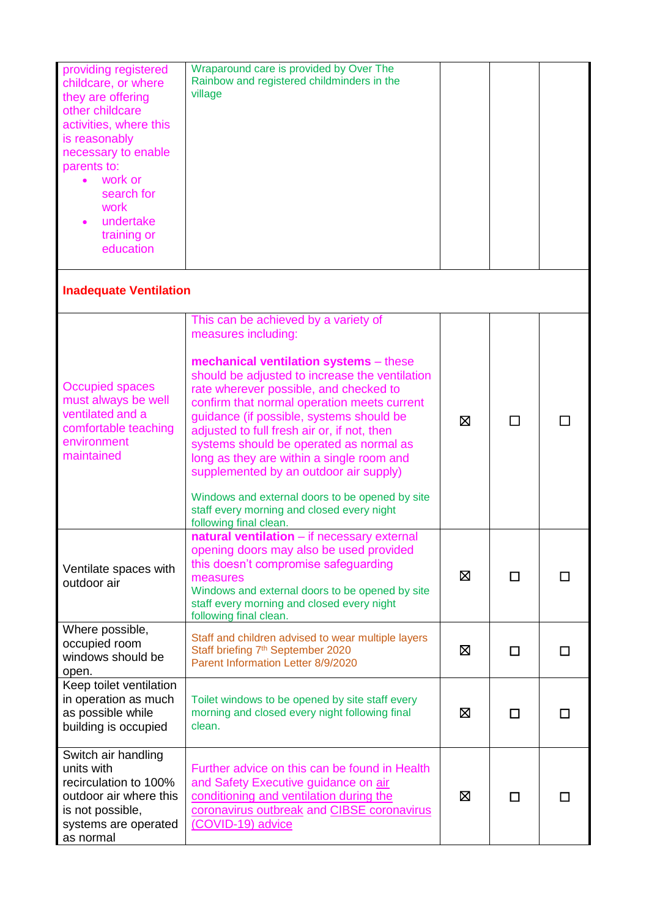| | | | | |
|---|---|---|---|---|
| providing registered childcare, or where they are offering other childcare activities, where this is reasonably necessary to enable parents to:<br>• work or search for work<br>• undertake training or education | Wraparound care is provided by Over The Rainbow and registered childminders in the village | | | |
| **Inadequate Ventilation** | | | | |
| Occupied spaces must always be well ventilated and a comfortable teaching environment maintained | This can be achieved by a variety of measures including:<br><br>**mechanical ventilation systems** – these should be adjusted to increase the ventilation rate wherever possible, and checked to confirm that normal operation meets current guidance (if possible, systems should be adjusted to full fresh air or, if not, then systems should be operated as normal as long as they are within a single room and supplemented by an outdoor air supply)<br><br>Windows and external doors to be opened by site staff every morning and closed every night following final clean. | ☒ | ☐ | ☐ |
| Ventilate spaces with outdoor air | **natural ventilation** – if necessary external opening doors may also be used provided this doesn't compromise safeguarding measures<br>Windows and external doors to be opened by site staff every morning and closed every night following final clean. | ☒ | ☐ | ☐ |
| Where possible, occupied room windows should be open. | Staff and children advised to wear multiple layers<br>Staff briefing 7th September 2020<br>Parent Information Letter 8/9/2020 | ☒ | ☐ | ☐ |
| Keep toilet ventilation in operation as much as possible while building is occupied | Toilet windows to be opened by site staff every morning and closed every night following final clean. | ☒ | ☐ | ☐ |
| Switch air handling units with recirculation to 100% outdoor air where this is not possible, systems are operated as normal | Further advice on this can be found in Health and Safety Executive guidance on air conditioning and ventilation during the coronavirus outbreak and CIBSE coronavirus (COVID-19) advice | ☒ | ☐ | ☐ |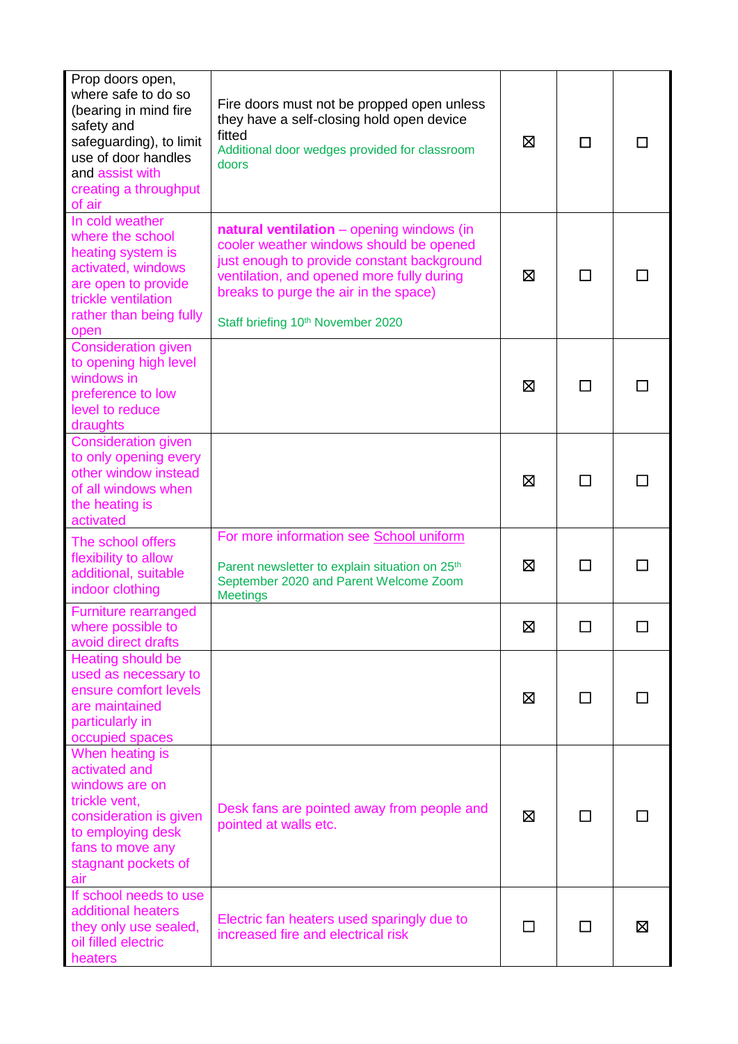| | | | | |
|---|---|---|---|---|
| Prop doors open, where safe to do so (bearing in mind fire safety and safeguarding), to limit use of door handles and assist with creating a throughput of air | Fire doors must not be propped open unless they have a self-closing hold open device fitted<br>Additional door wedges provided for classroom doors | ☒ | ☐ | ☐ |
| In cold weather where the school heating system is activated, windows are open to provide trickle ventilation rather than being fully open | **natural ventilation** – opening windows (in cooler weather windows should be opened just enough to provide constant background ventilation, and opened more fully during breaks to purge the air in the space)<br><br>Staff briefing 10th November 2020 | ☒ | ☐ | ☐ |
| Consideration given to opening high level windows in preference to low level to reduce draughts | | ☒ | ☐ | ☐ |
| Consideration given to only opening every other window instead of all windows when the heating is activated | | ☒ | ☐ | ☐ |
| The school offers flexibility to allow additional, suitable indoor clothing | For more information see School uniform<br><br>Parent newsletter to explain situation on 25th September 2020 and Parent Welcome Zoom Meetings | ☒ | ☐ | ☐ |
| Furniture rearranged where possible to avoid direct drafts | | ☒ | ☐ | ☐ |
| Heating should be used as necessary to ensure comfort levels are maintained particularly in occupied spaces | | ☒ | ☐ | ☐ |
| When heating is activated and windows are on trickle vent, consideration is given to employing desk fans to move any stagnant pockets of air | Desk fans are pointed away from people and pointed at walls etc. | ☒ | ☐ | ☐ |
| If school needs to use additional heaters they only use sealed, oil filled electric heaters | Electric fan heaters used sparingly due to increased fire and electrical risk | ☐ | ☐ | ☒ |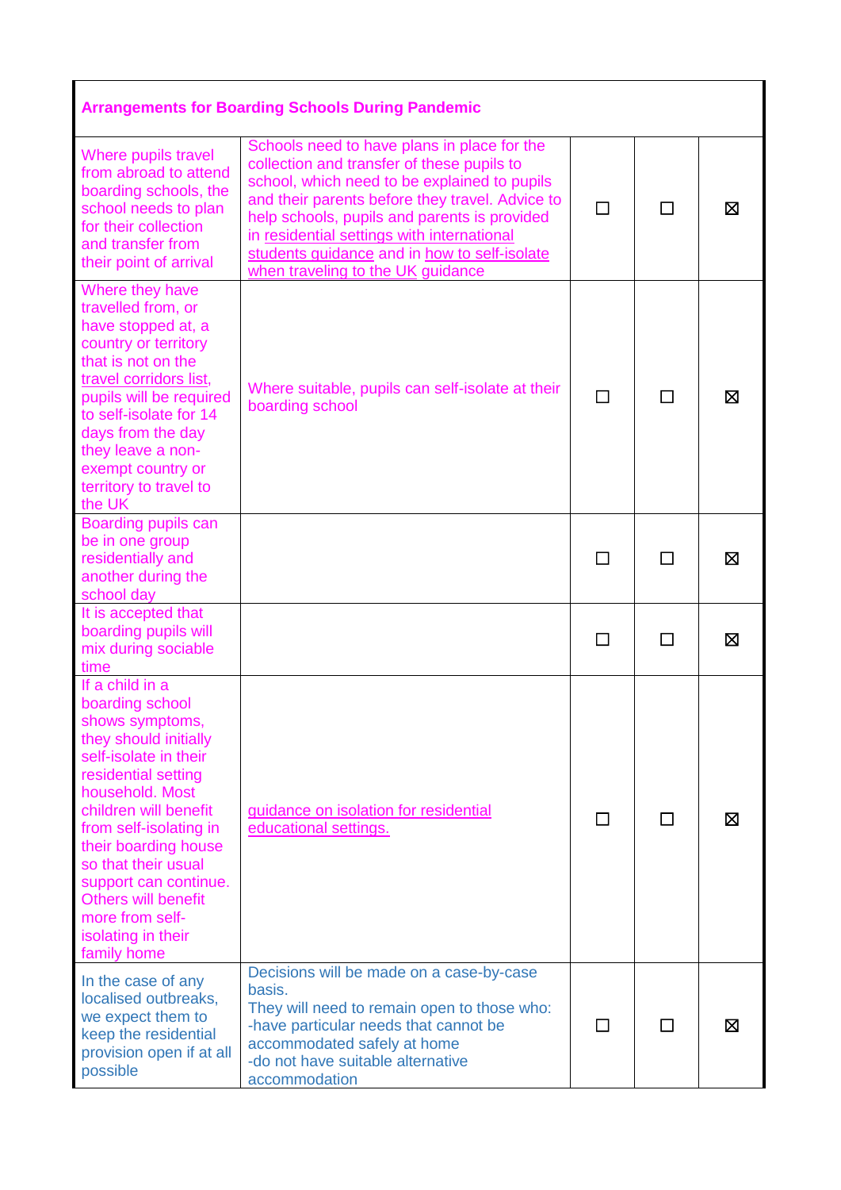| Arrangements for Boarding Schools During Pandemic | | | | |
|---|---|---|---|---|
| Where pupils travel from abroad to attend boarding schools, the school needs to plan for their collection and transfer from their point of arrival | Schools need to have plans in place for the collection and transfer of these pupils to school, which need to be explained to pupils and their parents before they travel. Advice to help schools, pupils and parents is provided in residential settings with international students guidance and in how to self-isolate when traveling to the UK guidance | ☐ | ☐ | ☒ |
| Where they have travelled from, or have stopped at, a country or territory that is not on the travel corridors list, pupils will be required to self-isolate for 14 days from the day they leave a non-exempt country or territory to travel to the UK | Where suitable, pupils can self-isolate at their boarding school | ☐ | ☐ | ☒ |
| Boarding pupils can be in one group residentially and another during the school day | | ☐ | ☐ | ☒ |
| It is accepted that boarding pupils will mix during sociable time | | ☐ | ☐ | ☒ |
| If a child in a boarding school shows symptoms, they should initially self-isolate in their residential setting household. Most children will benefit from self-isolating in their boarding house so that their usual support can continue. Others will benefit more from self-isolating in their family home | guidance on isolation for residential educational settings. | ☐ | ☐ | ☒ |
| In the case of any localised outbreaks, we expect them to keep the residential provision open if at all possible | Decisions will be made on a case-by-case basis.<br>They will need to remain open to those who:<br>-have particular needs that cannot be accommodated safely at home<br>-do not have suitable alternative accommodation | ☐ | ☐ | ☒ |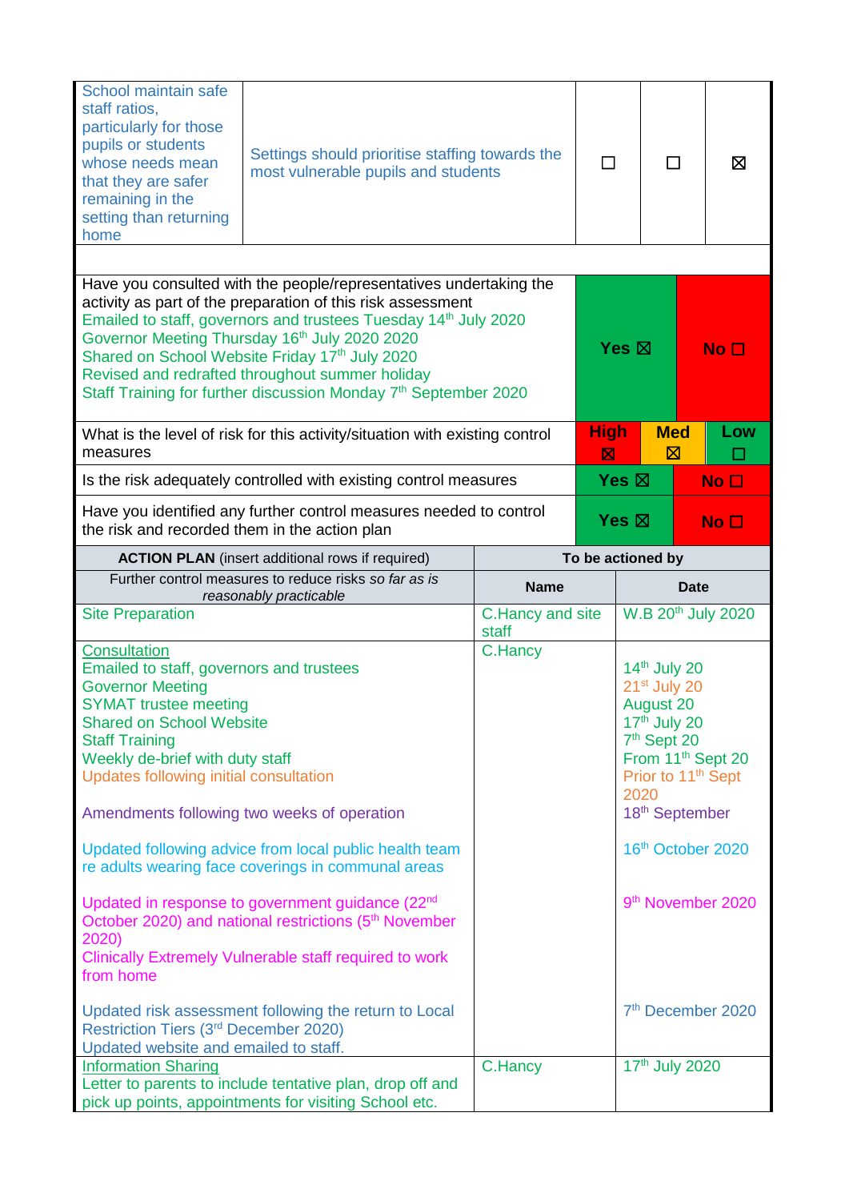| School maintain safe staff ratios, particularly for those pupils or students whose needs mean that they are safer remaining in the setting than returning home | Settings should prioritise staffing towards the most vulnerable pupils and students | ☐ | ☐ | ☒ |
|---|---|---|---|---|

| Have you consulted with the people/representatives undertaking the activity as part of the preparation of this risk assessment<br>Emailed to staff, governors and trustees Tuesday 14th July 2020<br>Governor Meeting Thursday 16th July 2020 2020<br>Shared on School Website Friday 17th July 2020<br>Revised and redrafted throughout summer holiday<br>Staff Training for further discussion Monday 7th September 2020 | **Yes ☒** | | **No ☐** |
|---|---|---|---|
| What is the level of risk for this activity/situation with existing control measures | **High ☒** | **Med ☒** | **Low ☐** |
| Is the risk adequately controlled with existing control measures | **Yes ☒** | | **No ☐** |
| Have you identified any further control measures needed to control the risk and recorded them in the action plan | **Yes ☒** | | **No ☐** |

| **ACTION PLAN** (insert additional rows if required) | **To be actioned by** | |
|---|---|---|
| Further control measures to reduce risks *so far as is reasonably practicable* | **Name** | **Date** |
| Site Preparation | C.Hancy and site staff | W.B 20th July 2020 |
| Consultation<br>Emailed to staff, governors and trustees<br>Governor Meeting<br>SYMAT trustee meeting<br>Shared on School Website<br>Staff Training<br>Weekly de-brief with duty staff<br>Updates following initial consultation<br><br>Amendments following two weeks of operation<br><br>Updated following advice from local public health team re adults wearing face coverings in communal areas<br><br>Updated in response to government guidance (22nd October 2020) and national restrictions (5th November 2020)<br>Clinically Extremely Vulnerable staff required to work from home<br><br>Updated risk assessment following the return to Local Restriction Tiers (3rd December 2020)<br>Updated website and emailed to staff. | C.Hancy | <br>14th July 20<br>21st July 20<br>August 20<br>17th July 20<br>7th Sept 20<br>From 11th Sept 20<br>Prior to 11th Sept 2020<br>18th September<br><br>16th October 2020<br><br>9th November 2020<br><br>7th December 2020 |
| Information Sharing<br>Letter to parents to include tentative plan, drop off and pick up points, appointments for visiting School etc. | C.Hancy | 17th July 2020 |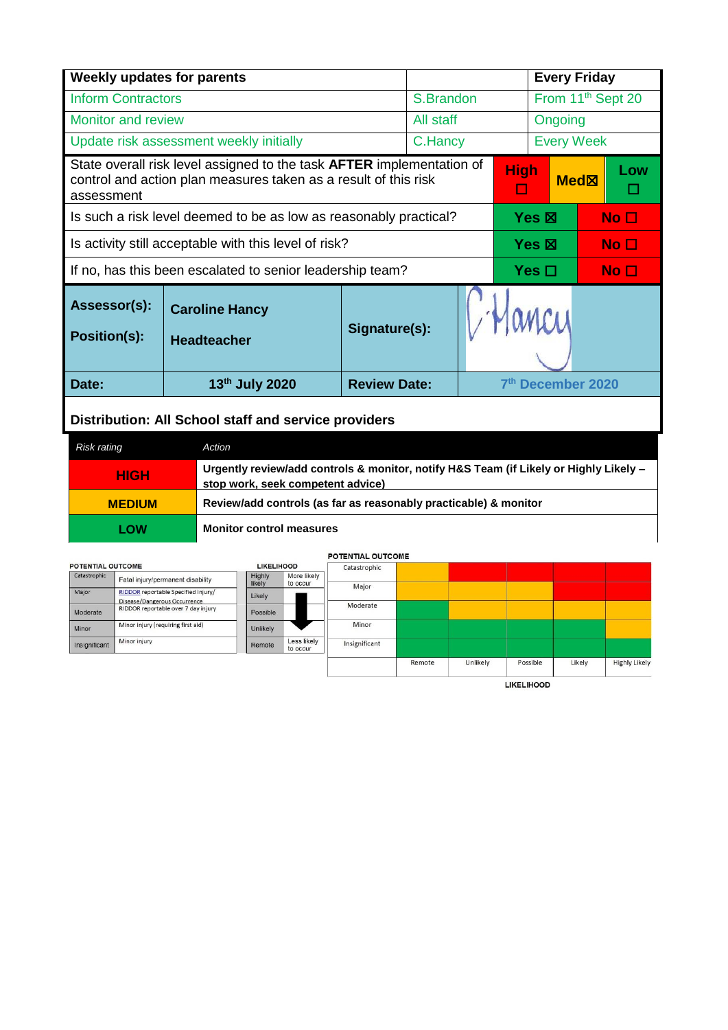| | | |
|---|---|---|
| **Weekly updates for parents** | | **Every Friday** |
| Inform Contractors | S.Brandon | From 11th Sept 20 |
| Monitor and review | All staff | Ongoing |
| Update risk assessment weekly initially | C.Hancy | Every Week |

| | | | |
|---|---|---|---|
| State overall risk level assigned to the task **AFTER** implementation of control and action plan measures taken as a result of this risk assessment | **High ☐** | **Med☒** | **Low ☐** |
| Is such a risk level deemed to be as low as reasonably practical? | **Yes ☒** | | **No ☐** |
| Is activity still acceptable with this level of risk? | **Yes ☒** | | **No ☐** |
| If no, has this been escalated to senior leadership team? | **Yes ☐** | | **No ☐** |

| | | | |
|---|---|---|---|
| **Assessor(s):** **Position(s):** | **Caroline Hancy** **Headteacher** | **Signature(s):** | C.Hancy |
| **Date:** | **13th July 2020** | **Review Date:** | **7th December 2020** |

**Distribution: All School staff and service providers**

| *Risk rating* | *Action* |
|---|---|
| **HIGH** | **Urgently review/add controls & monitor, notify H&S Team (if Likely or Highly Likely – stop work, seek competent advice)** |
| **MEDIUM** | **Review/add controls (as far as reasonably practicable) & monitor** |
| **LOW** | **Monitor control measures** |

| POTENTIAL OUTCOME | |
|---|---|
| Catastrophic | Fatal injury/permanent disability |
| Major | RIDDOR reportable Specified Injury/ Disease/Dangerous Occurrence |
| Moderate | RIDDOR reportable over 7 day injury |
| Minor | Minor injury (requiring first aid) |
| Insignificant | Minor injury |

| LIKELIHOOD | |
|---|---|
| Highly likely | More likely to occur |
| Likely | |
| Possible | |
| Unlikely | |
| Remote | Less likely to occur |

POTENTIAL OUTCOME

Catastrophic

Major

Moderate

Minor

Insignificant

Remote Unlikely Possible Likely Highly Likely

LIKELIHOOD